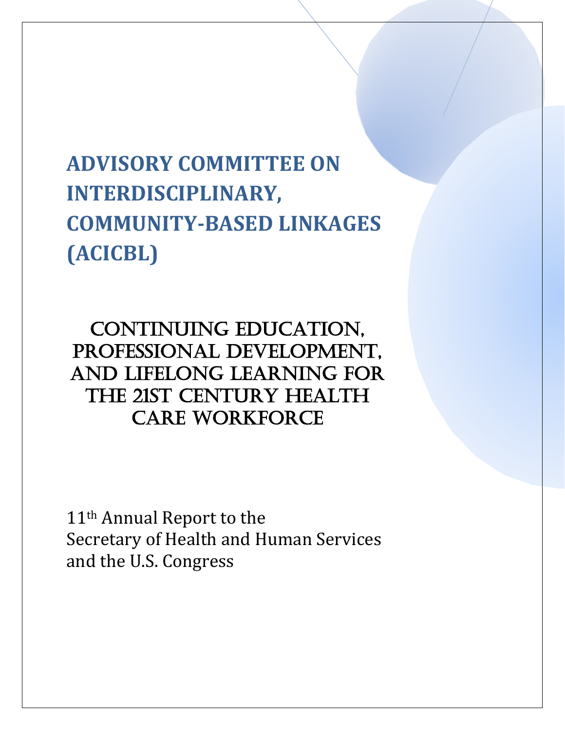# ADVISORY COMMITTEE ON INTERDISCIPLINARY, COMMUNITY-BASED LINKAGES (ACICBL)

## CONTINUING EDUCATION, PROFESSIONAL DEVELOPMENT, AND LIFELONG LEARNING FOR THE 21ST CENTURY HEALTH CARE WORKFORCE

11th Annual Report to the
Secretary of Health and Human Services
and the U.S. Congress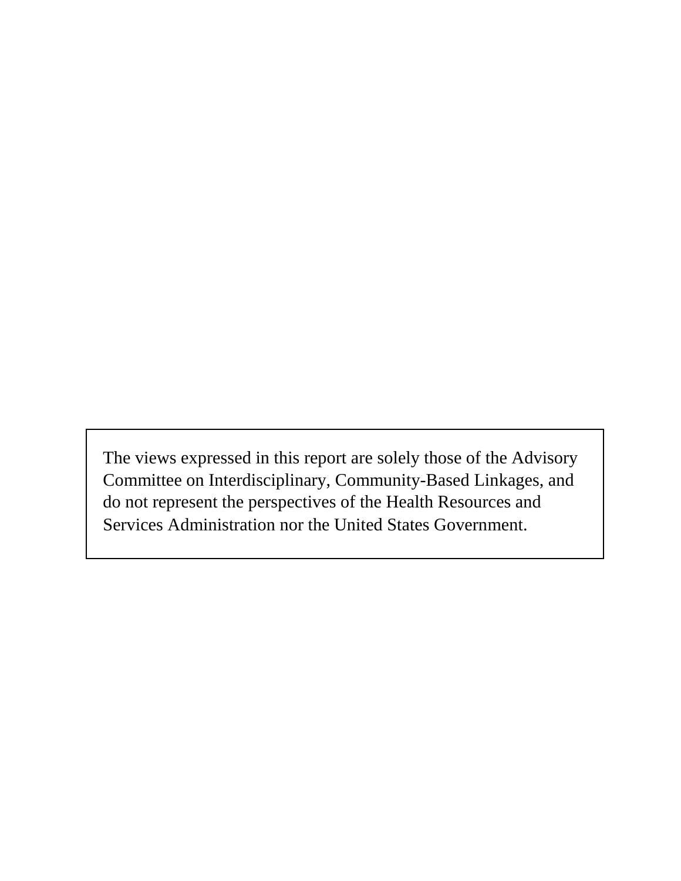The views expressed in this report are solely those of the Advisory Committee on Interdisciplinary, Community-Based Linkages, and do not represent the perspectives of the Health Resources and Services Administration nor the United States Government.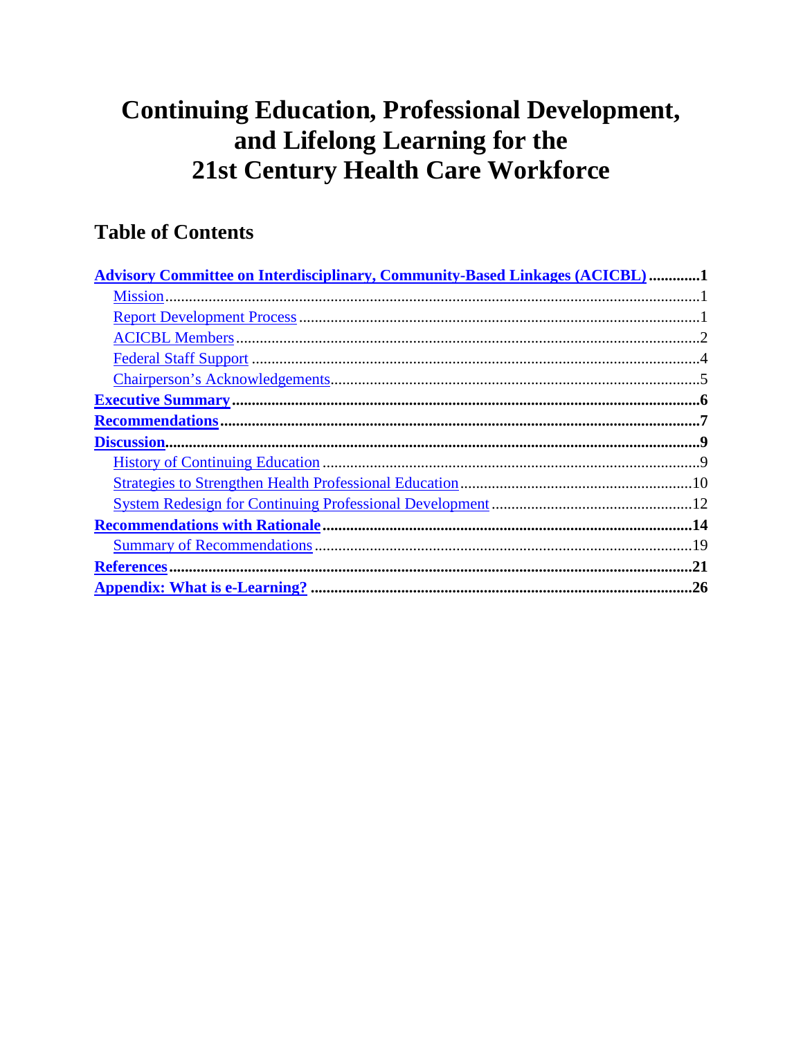# Continuing Education, Professional Development, and Lifelong Learning for the 21st Century Health Care Workforce

## Table of Contents

**Advisory Committee on Interdisciplinary, Community-Based Linkages (ACICBL)** ............1
- Mission ............1
- Report Development Process ............1
- ACICBL Members ............2
- Federal Staff Support ............4
- Chairperson's Acknowledgements ............5

**Executive Summary** ............6

**Recommendations** ............7

**Discussion** ............9
- History of Continuing Education ............9
- Strategies to Strengthen Health Professional Education ............10
- System Redesign for Continuing Professional Development ............12

**Recommendations with Rationale** ............14
- Summary of Recommendations ............19

**References** ............21

**Appendix: What is e-Learning?** ............26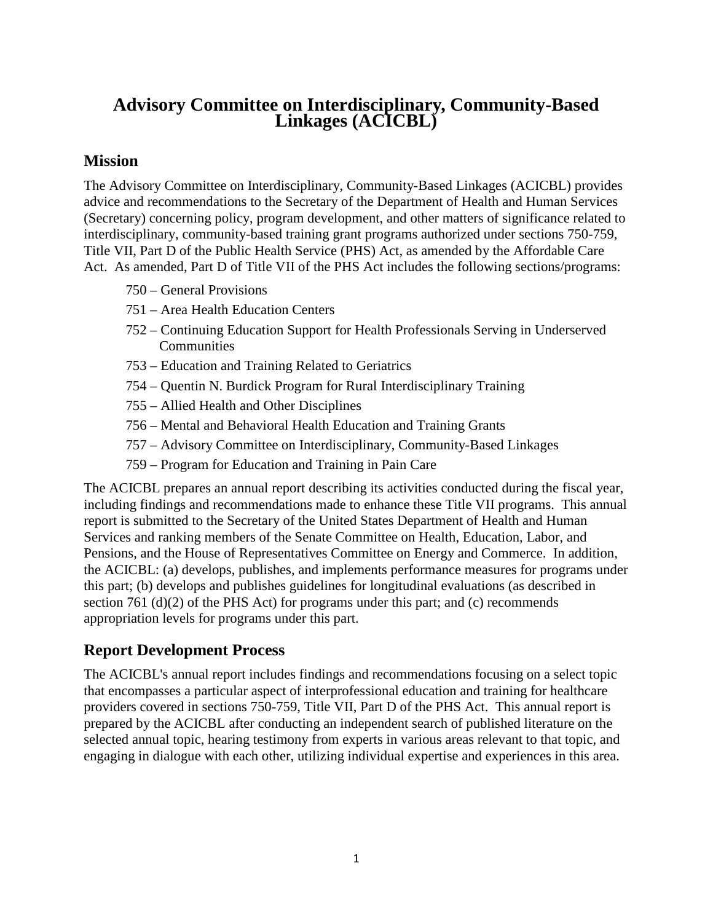# Advisory Committee on Interdisciplinary, Community-Based Linkages (ACICBL)

## Mission

The Advisory Committee on Interdisciplinary, Community-Based Linkages (ACICBL) provides advice and recommendations to the Secretary of the Department of Health and Human Services (Secretary) concerning policy, program development, and other matters of significance related to interdisciplinary, community-based training grant programs authorized under sections 750-759, Title VII, Part D of the Public Health Service (PHS) Act, as amended by the Affordable Care Act. As amended, Part D of Title VII of the PHS Act includes the following sections/programs:

- 750 – General Provisions
- 751 – Area Health Education Centers
- 752 – Continuing Education Support for Health Professionals Serving in Underserved Communities
- 753 – Education and Training Related to Geriatrics
- 754 – Quentin N. Burdick Program for Rural Interdisciplinary Training
- 755 – Allied Health and Other Disciplines
- 756 – Mental and Behavioral Health Education and Training Grants
- 757 – Advisory Committee on Interdisciplinary, Community-Based Linkages
- 759 – Program for Education and Training in Pain Care

The ACICBL prepares an annual report describing its activities conducted during the fiscal year, including findings and recommendations made to enhance these Title VII programs. This annual report is submitted to the Secretary of the United States Department of Health and Human Services and ranking members of the Senate Committee on Health, Education, Labor, and Pensions, and the House of Representatives Committee on Energy and Commerce. In addition, the ACICBL: (a) develops, publishes, and implements performance measures for programs under this part; (b) develops and publishes guidelines for longitudinal evaluations (as described in section 761 (d)(2) of the PHS Act) for programs under this part; and (c) recommends appropriation levels for programs under this part.

## Report Development Process

The ACICBL's annual report includes findings and recommendations focusing on a select topic that encompasses a particular aspect of interprofessional education and training for healthcare providers covered in sections 750-759, Title VII, Part D of the PHS Act. This annual report is prepared by the ACICBL after conducting an independent search of published literature on the selected annual topic, hearing testimony from experts in various areas relevant to that topic, and engaging in dialogue with each other, utilizing individual expertise and experiences in this area.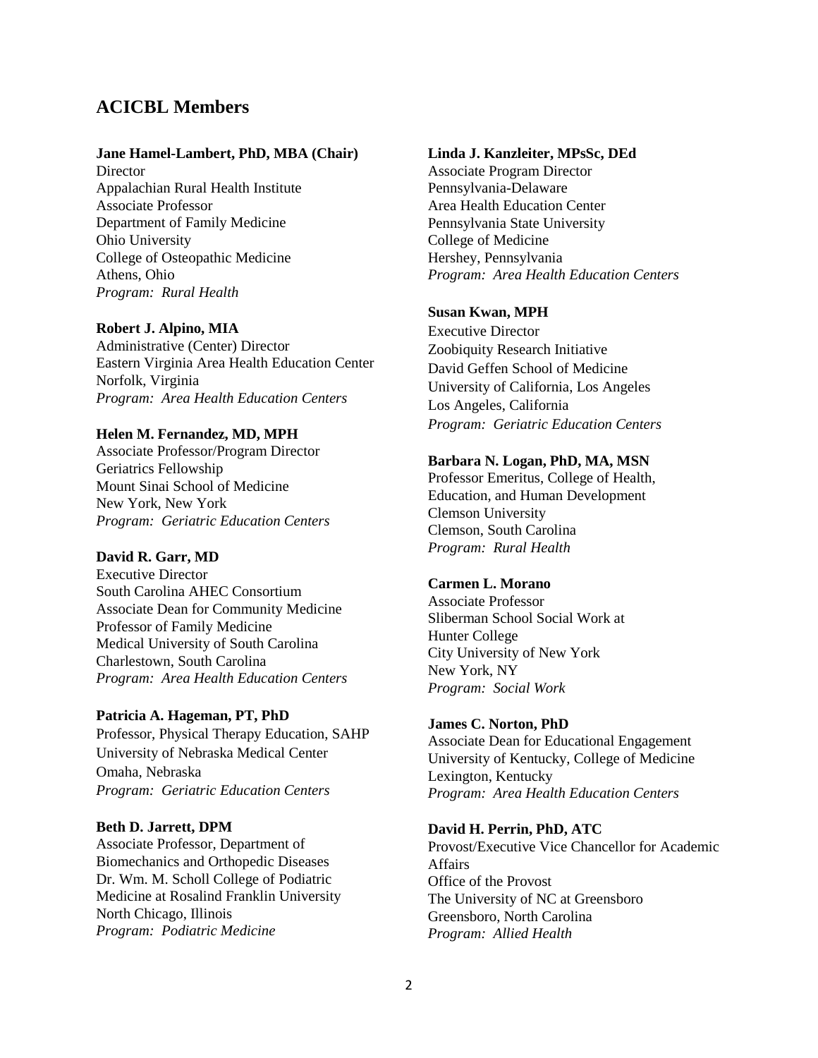## ACICBL Members

**Jane Hamel-Lambert, PhD, MBA (Chair)**
Director
Appalachian Rural Health Institute
Associate Professor
Department of Family Medicine
Ohio University
College of Osteopathic Medicine
Athens, Ohio
*Program: Rural Health*

**Robert J. Alpino, MIA**
Administrative (Center) Director
Eastern Virginia Area Health Education Center
Norfolk, Virginia
*Program: Area Health Education Centers*

**Helen M. Fernandez, MD, MPH**
Associate Professor/Program Director
Geriatrics Fellowship
Mount Sinai School of Medicine
New York, New York
*Program: Geriatric Education Centers*

**David R. Garr, MD**
Executive Director
South Carolina AHEC Consortium
Associate Dean for Community Medicine
Professor of Family Medicine
Medical University of South Carolina
Charlestown, South Carolina
*Program: Area Health Education Centers*

**Patricia A. Hageman, PT, PhD**
Professor, Physical Therapy Education, SAHP
University of Nebraska Medical Center
Omaha, Nebraska
*Program: Geriatric Education Centers*

**Beth D. Jarrett, DPM**
Associate Professor, Department of Biomechanics and Orthopedic Diseases
Dr. Wm. M. Scholl College of Podiatric Medicine at Rosalind Franklin University
North Chicago, Illinois
*Program: Podiatric Medicine*

**Linda J. Kanzleiter, MPsSc, DEd**
Associate Program Director
Pennsylvania-Delaware
Area Health Education Center
Pennsylvania State University
College of Medicine
Hershey, Pennsylvania
*Program: Area Health Education Centers*

**Susan Kwan, MPH**
Executive Director
Zoobiquity Research Initiative
David Geffen School of Medicine
University of California, Los Angeles
Los Angeles, California
*Program: Geriatric Education Centers*

**Barbara N. Logan, PhD, MA, MSN**
Professor Emeritus, College of Health, Education, and Human Development
Clemson University
Clemson, South Carolina
*Program: Rural Health*

**Carmen L. Morano**
Associate Professor
Sliberman School Social Work at Hunter College
City University of New York
New York, NY
*Program: Social Work*

**James C. Norton, PhD**
Associate Dean for Educational Engagement
University of Kentucky, College of Medicine
Lexington, Kentucky
*Program: Area Health Education Centers*

**David H. Perrin, PhD, ATC**
Provost/Executive Vice Chancellor for Academic Affairs
Office of the Provost
The University of NC at Greensboro
Greensboro, North Carolina
*Program: Allied Health*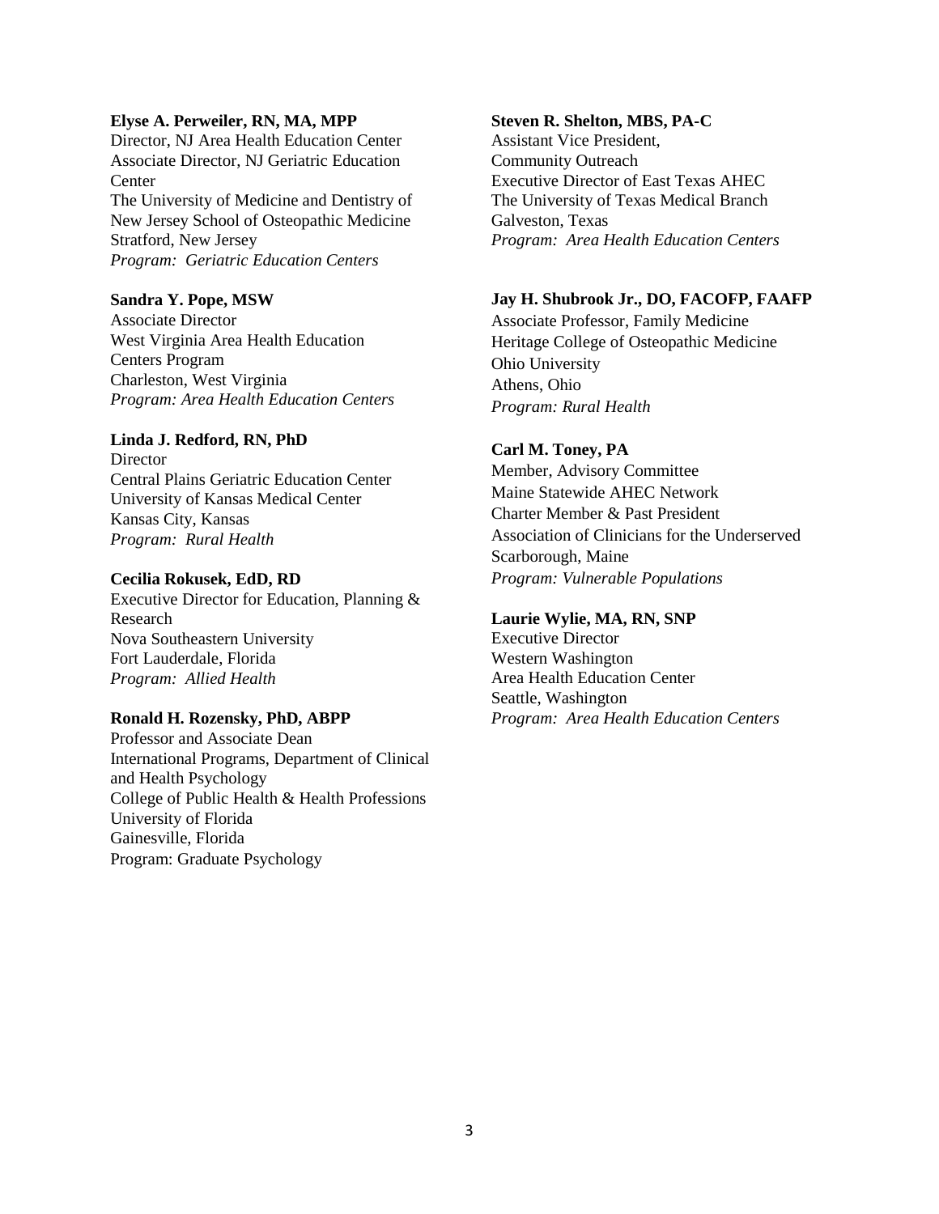**Elyse A. Perweiler, RN, MA, MPP**
Director, NJ Area Health Education Center
Associate Director, NJ Geriatric Education Center
The University of Medicine and Dentistry of New Jersey School of Osteopathic Medicine
Stratford, New Jersey
*Program: Geriatric Education Centers*

**Sandra Y. Pope, MSW**
Associate Director
West Virginia Area Health Education Centers Program
Charleston, West Virginia
*Program: Area Health Education Centers*

**Linda J. Redford, RN, PhD**
Director
Central Plains Geriatric Education Center
University of Kansas Medical Center
Kansas City, Kansas
*Program: Rural Health*

**Cecilia Rokusek, EdD, RD**
Executive Director for Education, Planning & Research
Nova Southeastern University
Fort Lauderdale, Florida
*Program: Allied Health*

**Ronald H. Rozensky, PhD, ABPP**
Professor and Associate Dean
International Programs, Department of Clinical and Health Psychology
College of Public Health & Health Professions
University of Florida
Gainesville, Florida
Program: Graduate Psychology

**Steven R. Shelton, MBS, PA-C**
Assistant Vice President,
Community Outreach
Executive Director of East Texas AHEC
The University of Texas Medical Branch
Galveston, Texas
*Program: Area Health Education Centers*

**Jay H. Shubrook Jr., DO, FACOFP, FAAFP**
Associate Professor, Family Medicine
Heritage College of Osteopathic Medicine
Ohio University
Athens, Ohio
*Program: Rural Health*

**Carl M. Toney, PA**
Member, Advisory Committee
Maine Statewide AHEC Network
Charter Member & Past President
Association of Clinicians for the Underserved
Scarborough, Maine
*Program: Vulnerable Populations*

**Laurie Wylie, MA, RN, SNP**
Executive Director
Western Washington
Area Health Education Center
Seattle, Washington
*Program: Area Health Education Centers*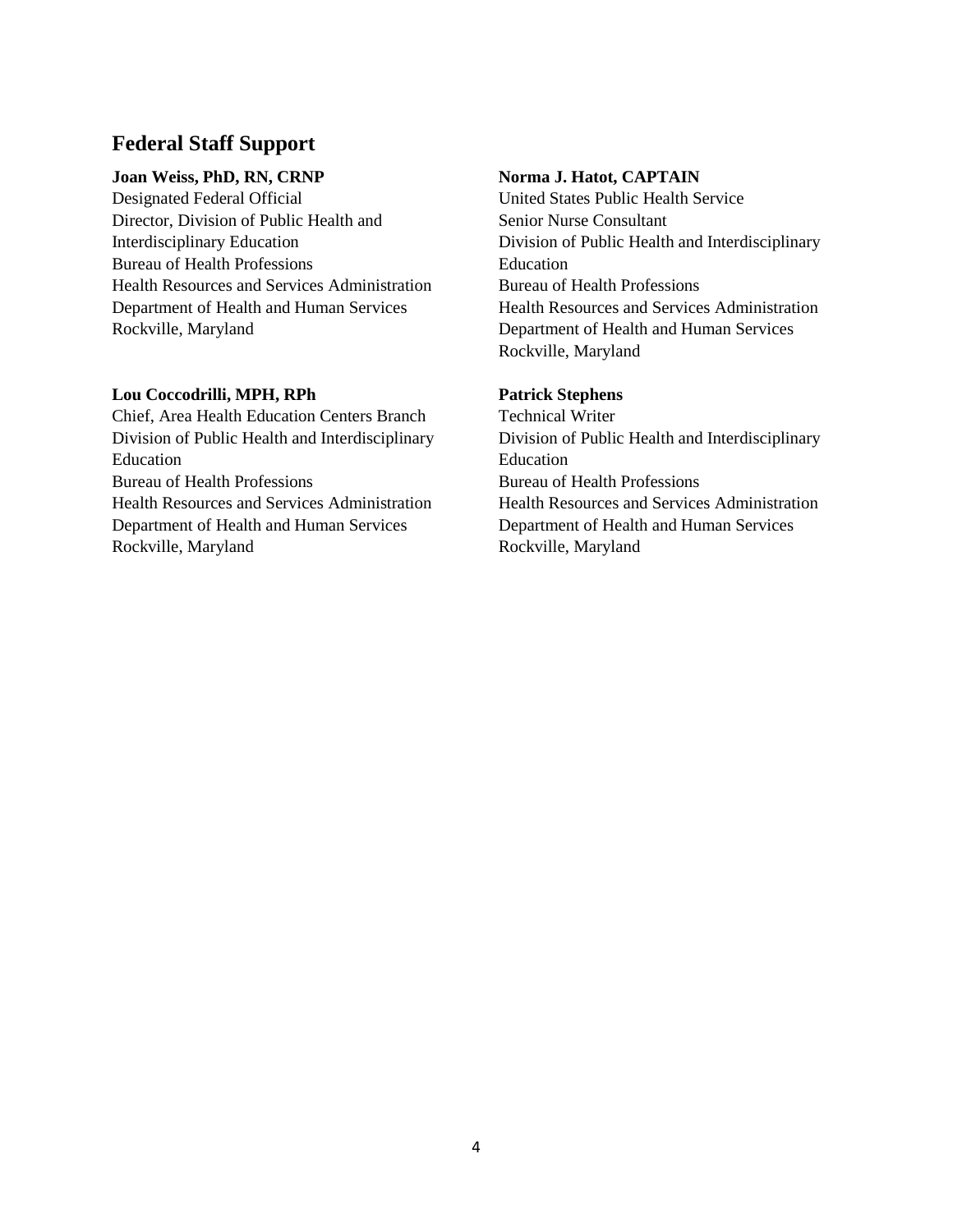## Federal Staff Support

**Joan Weiss, PhD, RN, CRNP**
Designated Federal Official
Director, Division of Public Health and Interdisciplinary Education
Bureau of Health Professions
Health Resources and Services Administration
Department of Health and Human Services
Rockville, Maryland

**Lou Coccodrilli, MPH, RPh**
Chief, Area Health Education Centers Branch
Division of Public Health and Interdisciplinary Education
Bureau of Health Professions
Health Resources and Services Administration
Department of Health and Human Services
Rockville, Maryland

**Norma J. Hatot, CAPTAIN**
United States Public Health Service
Senior Nurse Consultant
Division of Public Health and Interdisciplinary Education
Bureau of Health Professions
Health Resources and Services Administration
Department of Health and Human Services
Rockville, Maryland

**Patrick Stephens**
Technical Writer
Division of Public Health and Interdisciplinary Education
Bureau of Health Professions
Health Resources and Services Administration
Department of Health and Human Services
Rockville, Maryland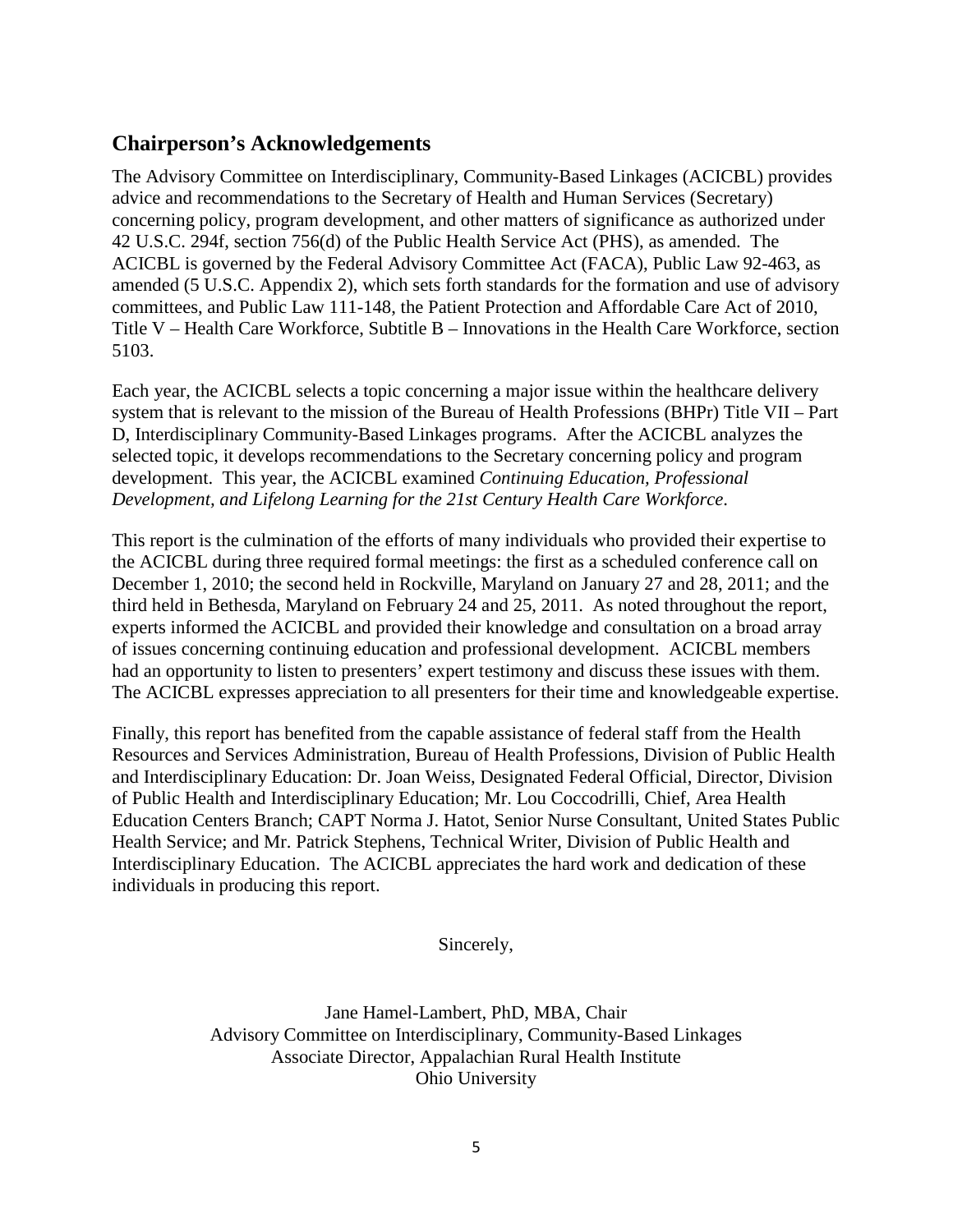## Chairperson's Acknowledgements

The Advisory Committee on Interdisciplinary, Community-Based Linkages (ACICBL) provides advice and recommendations to the Secretary of Health and Human Services (Secretary) concerning policy, program development, and other matters of significance as authorized under 42 U.S.C. 294f, section 756(d) of the Public Health Service Act (PHS), as amended. The ACICBL is governed by the Federal Advisory Committee Act (FACA), Public Law 92-463, as amended (5 U.S.C. Appendix 2), which sets forth standards for the formation and use of advisory committees, and Public Law 111-148, the Patient Protection and Affordable Care Act of 2010, Title V – Health Care Workforce, Subtitle B – Innovations in the Health Care Workforce, section 5103.

Each year, the ACICBL selects a topic concerning a major issue within the healthcare delivery system that is relevant to the mission of the Bureau of Health Professions (BHPr) Title VII – Part D, Interdisciplinary Community-Based Linkages programs. After the ACICBL analyzes the selected topic, it develops recommendations to the Secretary concerning policy and program development. This year, the ACICBL examined *Continuing Education, Professional Development, and Lifelong Learning for the 21st Century Health Care Workforce*.

This report is the culmination of the efforts of many individuals who provided their expertise to the ACICBL during three required formal meetings: the first as a scheduled conference call on December 1, 2010; the second held in Rockville, Maryland on January 27 and 28, 2011; and the third held in Bethesda, Maryland on February 24 and 25, 2011. As noted throughout the report, experts informed the ACICBL and provided their knowledge and consultation on a broad array of issues concerning continuing education and professional development. ACICBL members had an opportunity to listen to presenters' expert testimony and discuss these issues with them. The ACICBL expresses appreciation to all presenters for their time and knowledgeable expertise.

Finally, this report has benefited from the capable assistance of federal staff from the Health Resources and Services Administration, Bureau of Health Professions, Division of Public Health and Interdisciplinary Education: Dr. Joan Weiss, Designated Federal Official, Director, Division of Public Health and Interdisciplinary Education; Mr. Lou Coccodrilli, Chief, Area Health Education Centers Branch; CAPT Norma J. Hatot, Senior Nurse Consultant, United States Public Health Service; and Mr. Patrick Stephens, Technical Writer, Division of Public Health and Interdisciplinary Education. The ACICBL appreciates the hard work and dedication of these individuals in producing this report.

Sincerely,

Jane Hamel-Lambert, PhD, MBA, Chair
Advisory Committee on Interdisciplinary, Community-Based Linkages
Associate Director, Appalachian Rural Health Institute
Ohio University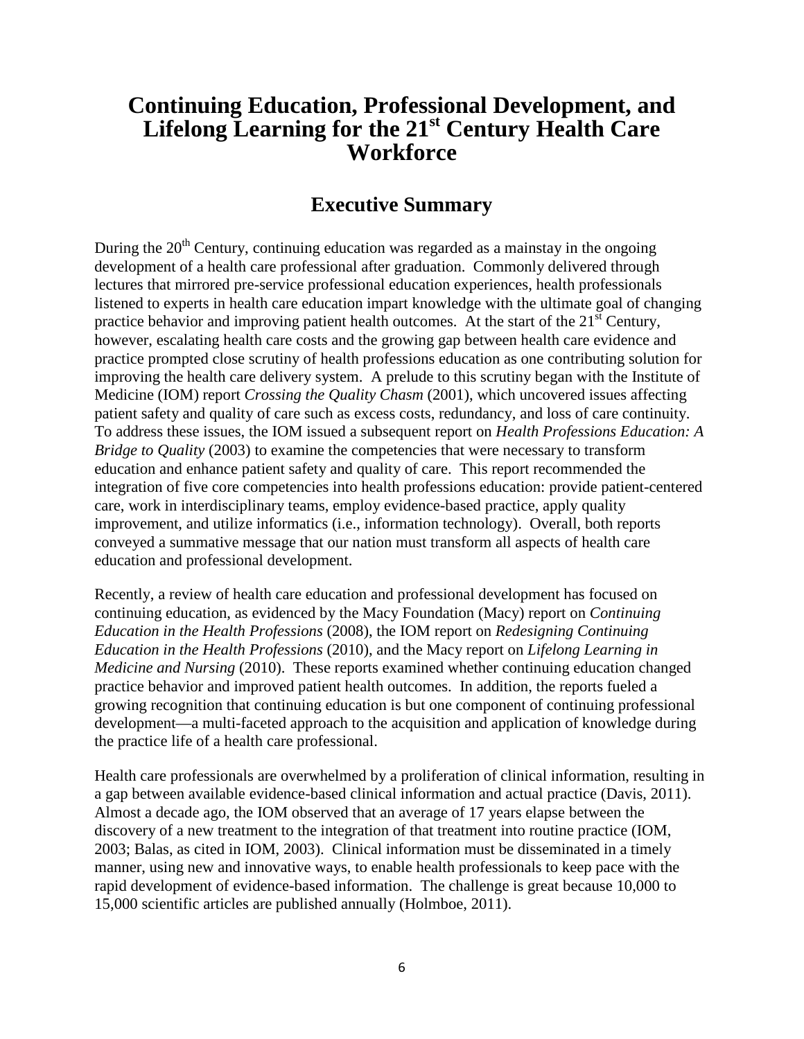# Continuing Education, Professional Development, and Lifelong Learning for the 21st Century Health Care Workforce

## Executive Summary

During the 20th Century, continuing education was regarded as a mainstay in the ongoing development of a health care professional after graduation. Commonly delivered through lectures that mirrored pre-service professional education experiences, health professionals listened to experts in health care education impart knowledge with the ultimate goal of changing practice behavior and improving patient health outcomes. At the start of the 21st Century, however, escalating health care costs and the growing gap between health care evidence and practice prompted close scrutiny of health professions education as one contributing solution for improving the health care delivery system. A prelude to this scrutiny began with the Institute of Medicine (IOM) report *Crossing the Quality Chasm* (2001), which uncovered issues affecting patient safety and quality of care such as excess costs, redundancy, and loss of care continuity. To address these issues, the IOM issued a subsequent report on *Health Professions Education: A Bridge to Quality* (2003) to examine the competencies that were necessary to transform education and enhance patient safety and quality of care. This report recommended the integration of five core competencies into health professions education: provide patient-centered care, work in interdisciplinary teams, employ evidence-based practice, apply quality improvement, and utilize informatics (i.e., information technology). Overall, both reports conveyed a summative message that our nation must transform all aspects of health care education and professional development.

Recently, a review of health care education and professional development has focused on continuing education, as evidenced by the Macy Foundation (Macy) report on *Continuing Education in the Health Professions* (2008), the IOM report on *Redesigning Continuing Education in the Health Professions* (2010), and the Macy report on *Lifelong Learning in Medicine and Nursing* (2010). These reports examined whether continuing education changed practice behavior and improved patient health outcomes. In addition, the reports fueled a growing recognition that continuing education is but one component of continuing professional development—a multi-faceted approach to the acquisition and application of knowledge during the practice life of a health care professional.

Health care professionals are overwhelmed by a proliferation of clinical information, resulting in a gap between available evidence-based clinical information and actual practice (Davis, 2011). Almost a decade ago, the IOM observed that an average of 17 years elapse between the discovery of a new treatment to the integration of that treatment into routine practice (IOM, 2003; Balas, as cited in IOM, 2003). Clinical information must be disseminated in a timely manner, using new and innovative ways, to enable health professionals to keep pace with the rapid development of evidence-based information. The challenge is great because 10,000 to 15,000 scientific articles are published annually (Holmboe, 2011).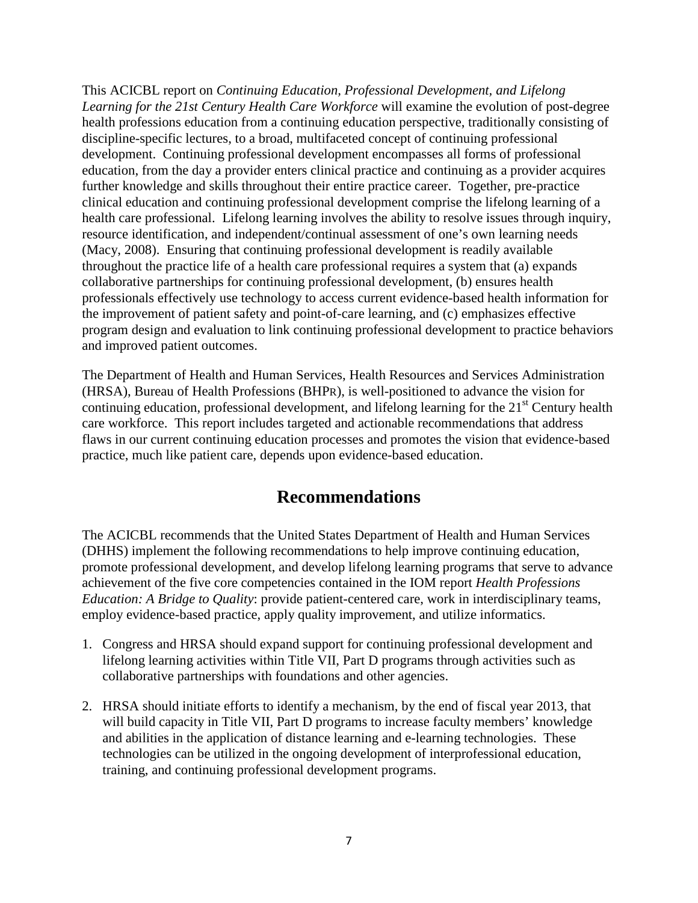This ACICBL report on *Continuing Education, Professional Development, and Lifelong Learning for the 21st Century Health Care Workforce* will examine the evolution of post-degree health professions education from a continuing education perspective, traditionally consisting of discipline-specific lectures, to a broad, multifaceted concept of continuing professional development. Continuing professional development encompasses all forms of professional education, from the day a provider enters clinical practice and continuing as a provider acquires further knowledge and skills throughout their entire practice career. Together, pre-practice clinical education and continuing professional development comprise the lifelong learning of a health care professional. Lifelong learning involves the ability to resolve issues through inquiry, resource identification, and independent/continual assessment of one's own learning needs (Macy, 2008). Ensuring that continuing professional development is readily available throughout the practice life of a health care professional requires a system that (a) expands collaborative partnerships for continuing professional development, (b) ensures health professionals effectively use technology to access current evidence-based health information for the improvement of patient safety and point-of-care learning, and (c) emphasizes effective program design and evaluation to link continuing professional development to practice behaviors and improved patient outcomes.

The Department of Health and Human Services, Health Resources and Services Administration (HRSA), Bureau of Health Professions (BHPR), is well-positioned to advance the vision for continuing education, professional development, and lifelong learning for the 21st Century health care workforce. This report includes targeted and actionable recommendations that address flaws in our current continuing education processes and promotes the vision that evidence-based practice, much like patient care, depends upon evidence-based education.

## Recommendations

The ACICBL recommends that the United States Department of Health and Human Services (DHHS) implement the following recommendations to help improve continuing education, promote professional development, and develop lifelong learning programs that serve to advance achievement of the five core competencies contained in the IOM report *Health Professions Education: A Bridge to Quality*: provide patient-centered care, work in interdisciplinary teams, employ evidence-based practice, apply quality improvement, and utilize informatics.

1. Congress and HRSA should expand support for continuing professional development and lifelong learning activities within Title VII, Part D programs through activities such as collaborative partnerships with foundations and other agencies.

2. HRSA should initiate efforts to identify a mechanism, by the end of fiscal year 2013, that will build capacity in Title VII, Part D programs to increase faculty members' knowledge and abilities in the application of distance learning and e-learning technologies. These technologies can be utilized in the ongoing development of interprofessional education, training, and continuing professional development programs.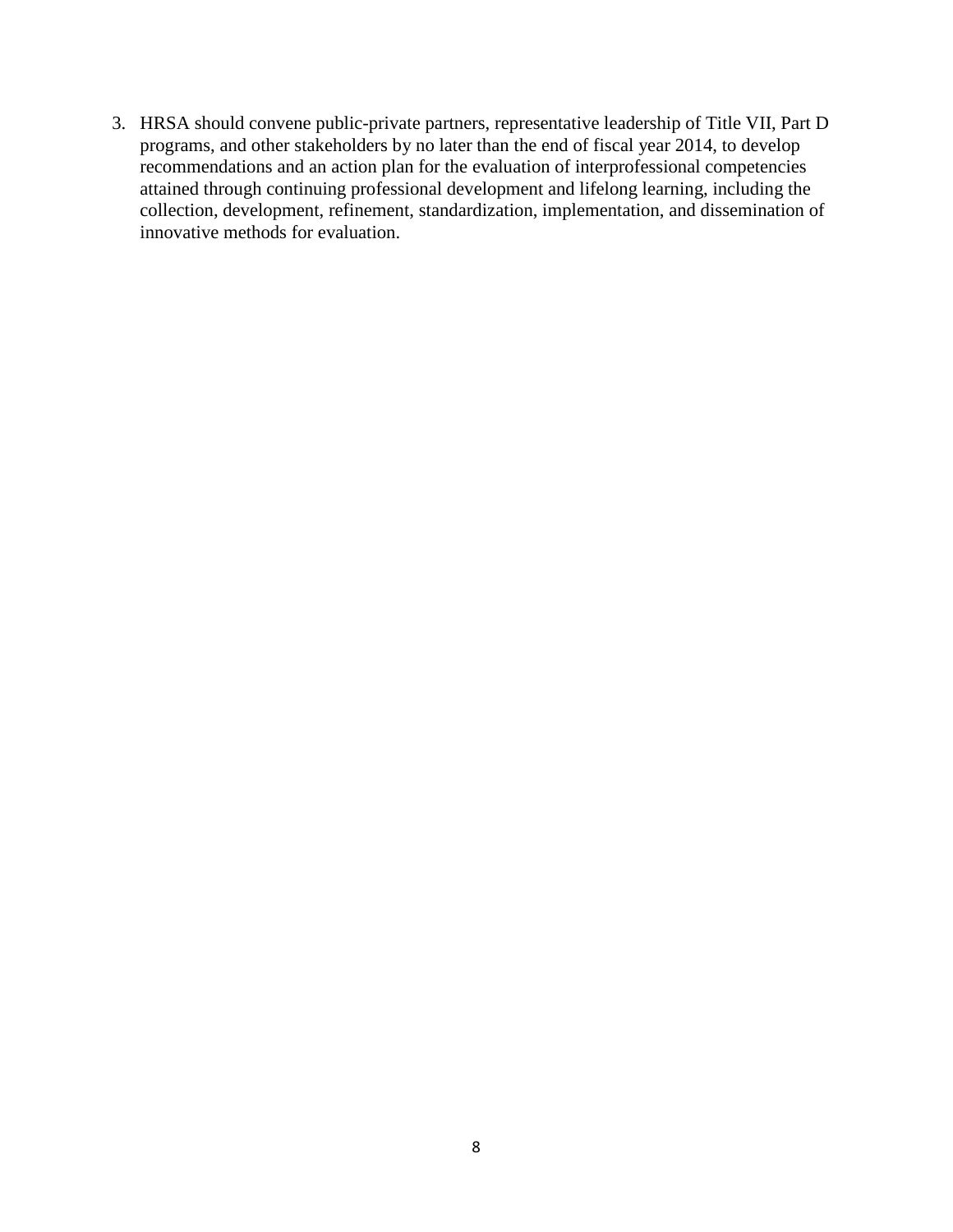3. HRSA should convene public-private partners, representative leadership of Title VII, Part D programs, and other stakeholders by no later than the end of fiscal year 2014, to develop recommendations and an action plan for the evaluation of interprofessional competencies attained through continuing professional development and lifelong learning, including the collection, development, refinement, standardization, implementation, and dissemination of innovative methods for evaluation.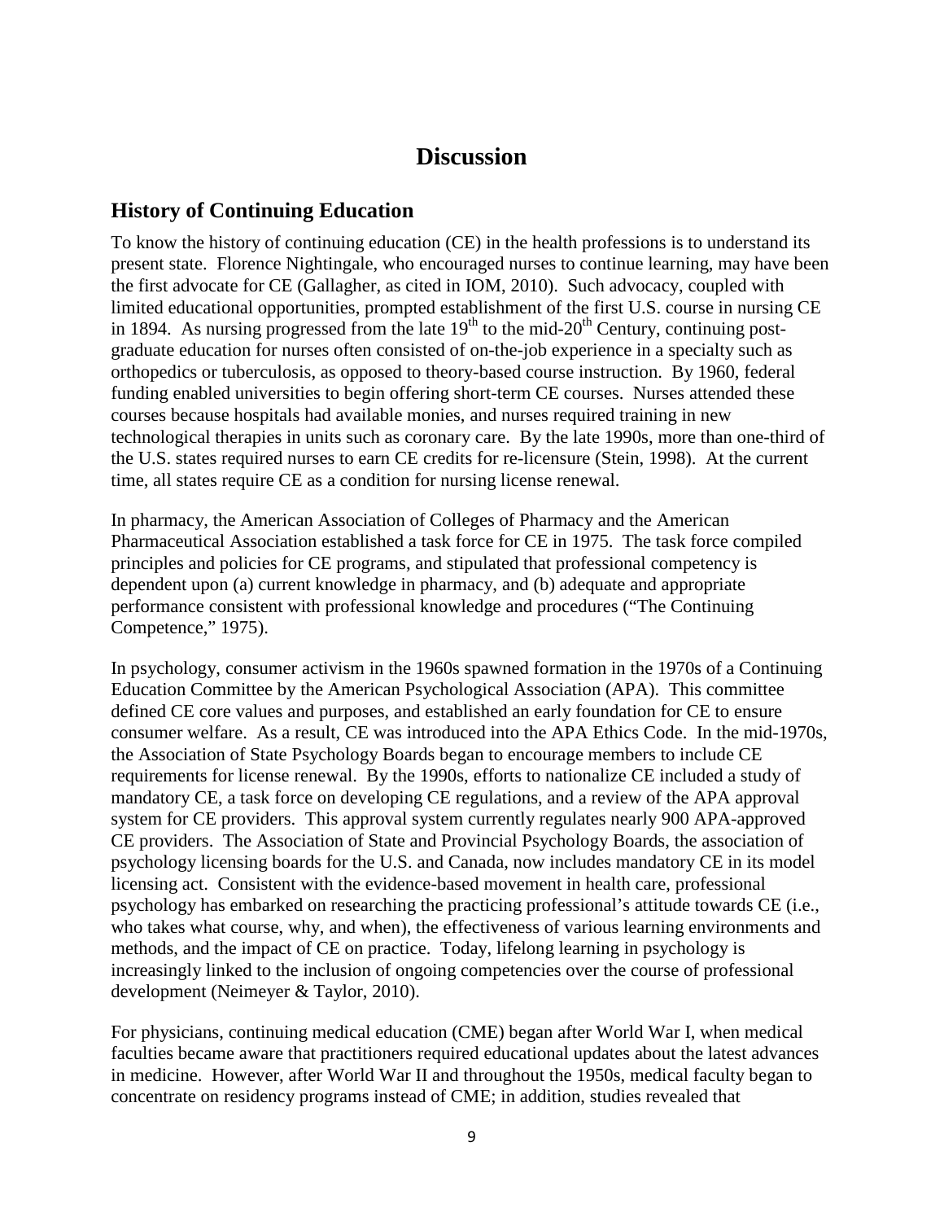# Discussion

## History of Continuing Education

To know the history of continuing education (CE) in the health professions is to understand its present state. Florence Nightingale, who encouraged nurses to continue learning, may have been the first advocate for CE (Gallagher, as cited in IOM, 2010). Such advocacy, coupled with limited educational opportunities, prompted establishment of the first U.S. course in nursing CE in 1894. As nursing progressed from the late 19th to the mid-20th Century, continuing post-graduate education for nurses often consisted of on-the-job experience in a specialty such as orthopedics or tuberculosis, as opposed to theory-based course instruction. By 1960, federal funding enabled universities to begin offering short-term CE courses. Nurses attended these courses because hospitals had available monies, and nurses required training in new technological therapies in units such as coronary care. By the late 1990s, more than one-third of the U.S. states required nurses to earn CE credits for re-licensure (Stein, 1998). At the current time, all states require CE as a condition for nursing license renewal.

In pharmacy, the American Association of Colleges of Pharmacy and the American Pharmaceutical Association established a task force for CE in 1975. The task force compiled principles and policies for CE programs, and stipulated that professional competency is dependent upon (a) current knowledge in pharmacy, and (b) adequate and appropriate performance consistent with professional knowledge and procedures ("The Continuing Competence," 1975).

In psychology, consumer activism in the 1960s spawned formation in the 1970s of a Continuing Education Committee by the American Psychological Association (APA). This committee defined CE core values and purposes, and established an early foundation for CE to ensure consumer welfare. As a result, CE was introduced into the APA Ethics Code. In the mid-1970s, the Association of State Psychology Boards began to encourage members to include CE requirements for license renewal. By the 1990s, efforts to nationalize CE included a study of mandatory CE, a task force on developing CE regulations, and a review of the APA approval system for CE providers. This approval system currently regulates nearly 900 APA-approved CE providers. The Association of State and Provincial Psychology Boards, the association of psychology licensing boards for the U.S. and Canada, now includes mandatory CE in its model licensing act. Consistent with the evidence-based movement in health care, professional psychology has embarked on researching the practicing professional's attitude towards CE (i.e., who takes what course, why, and when), the effectiveness of various learning environments and methods, and the impact of CE on practice. Today, lifelong learning in psychology is increasingly linked to the inclusion of ongoing competencies over the course of professional development (Neimeyer & Taylor, 2010).

For physicians, continuing medical education (CME) began after World War I, when medical faculties became aware that practitioners required educational updates about the latest advances in medicine. However, after World War II and throughout the 1950s, medical faculty began to concentrate on residency programs instead of CME; in addition, studies revealed that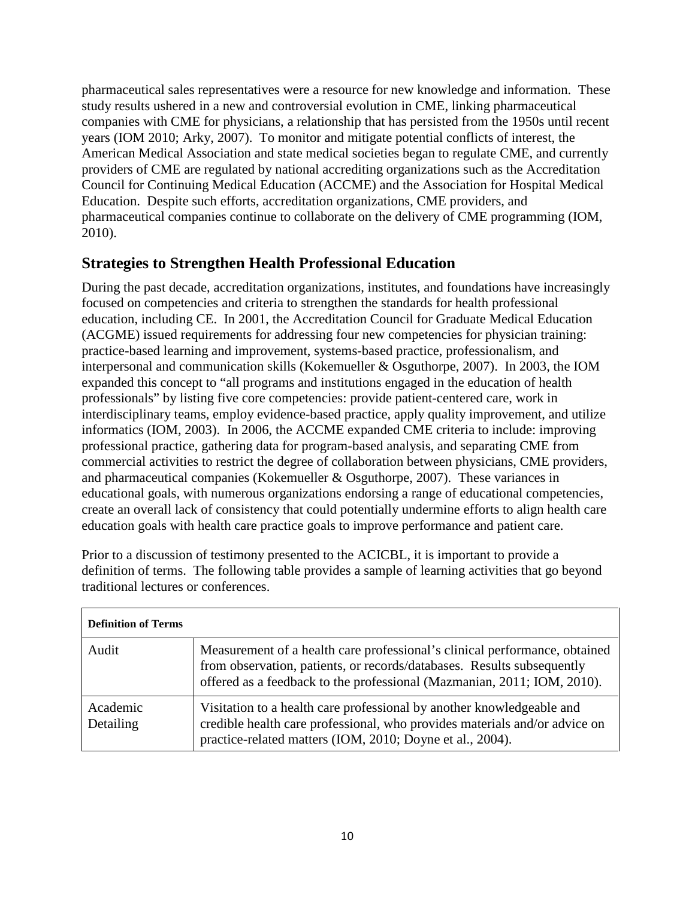pharmaceutical sales representatives were a resource for new knowledge and information. These study results ushered in a new and controversial evolution in CME, linking pharmaceutical companies with CME for physicians, a relationship that has persisted from the 1950s until recent years (IOM 2010; Arky, 2007). To monitor and mitigate potential conflicts of interest, the American Medical Association and state medical societies began to regulate CME, and currently providers of CME are regulated by national accrediting organizations such as the Accreditation Council for Continuing Medical Education (ACCME) and the Association for Hospital Medical Education. Despite such efforts, accreditation organizations, CME providers, and pharmaceutical companies continue to collaborate on the delivery of CME programming (IOM, 2010).

## Strategies to Strengthen Health Professional Education

During the past decade, accreditation organizations, institutes, and foundations have increasingly focused on competencies and criteria to strengthen the standards for health professional education, including CE. In 2001, the Accreditation Council for Graduate Medical Education (ACGME) issued requirements for addressing four new competencies for physician training: practice-based learning and improvement, systems-based practice, professionalism, and interpersonal and communication skills (Kokemueller & Osguthorpe, 2007). In 2003, the IOM expanded this concept to "all programs and institutions engaged in the education of health professionals" by listing five core competencies: provide patient-centered care, work in interdisciplinary teams, employ evidence-based practice, apply quality improvement, and utilize informatics (IOM, 2003). In 2006, the ACCME expanded CME criteria to include: improving professional practice, gathering data for program-based analysis, and separating CME from commercial activities to restrict the degree of collaboration between physicians, CME providers, and pharmaceutical companies (Kokemueller & Osguthorpe, 2007). These variances in educational goals, with numerous organizations endorsing a range of educational competencies, create an overall lack of consistency that could potentially undermine efforts to align health care education goals with health care practice goals to improve performance and patient care.

Prior to a discussion of testimony presented to the ACICBL, it is important to provide a definition of terms. The following table provides a sample of learning activities that go beyond traditional lectures or conferences.

| **Definition of Terms** | |
|---|---|
| Audit | Measurement of a health care professional's clinical performance, obtained from observation, patients, or records/databases. Results subsequently offered as a feedback to the professional (Mazmanian, 2011; IOM, 2010). |
| Academic Detailing | Visitation to a health care professional by another knowledgeable and credible health care professional, who provides materials and/or advice on practice-related matters (IOM, 2010; Doyne et al., 2004). |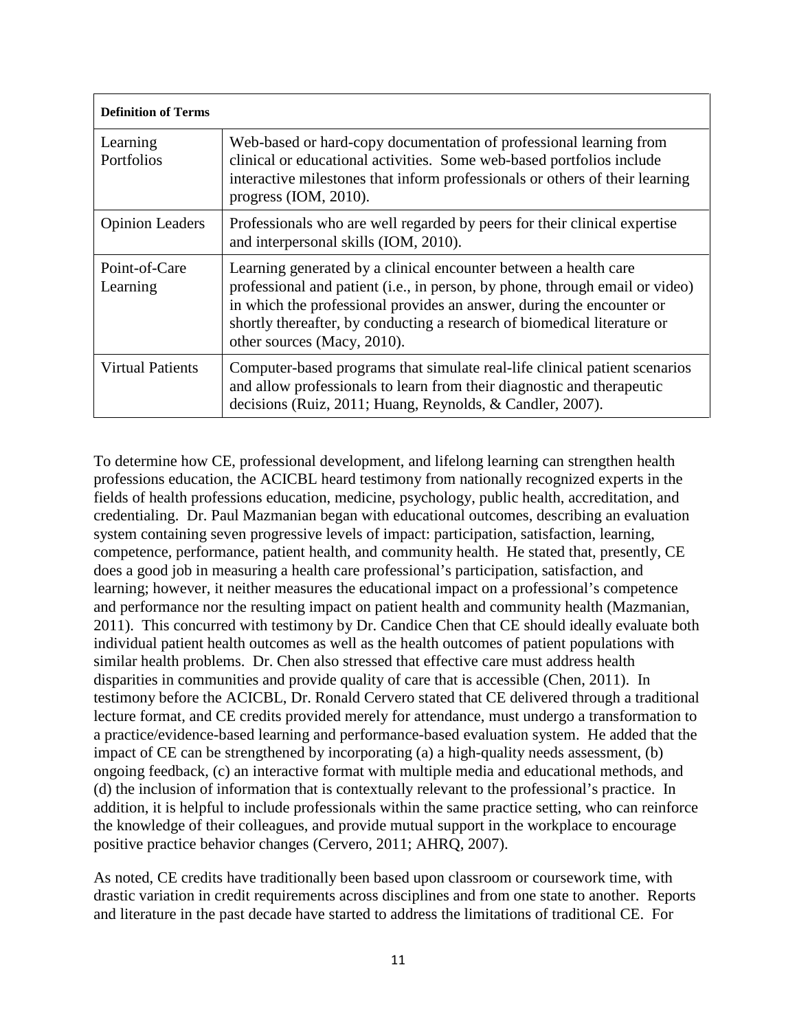| Definition of Terms | |
|---|---|
| Learning Portfolios | Web-based or hard-copy documentation of professional learning from clinical or educational activities. Some web-based portfolios include interactive milestones that inform professionals or others of their learning progress (IOM, 2010). |
| Opinion Leaders | Professionals who are well regarded by peers for their clinical expertise and interpersonal skills (IOM, 2010). |
| Point-of-Care Learning | Learning generated by a clinical encounter between a health care professional and patient (i.e., in person, by phone, through email or video) in which the professional provides an answer, during the encounter or shortly thereafter, by conducting a research of biomedical literature or other sources (Macy, 2010). |
| Virtual Patients | Computer-based programs that simulate real-life clinical patient scenarios and allow professionals to learn from their diagnostic and therapeutic decisions (Ruiz, 2011; Huang, Reynolds, & Candler, 2007). |

To determine how CE, professional development, and lifelong learning can strengthen health professions education, the ACICBL heard testimony from nationally recognized experts in the fields of health professions education, medicine, psychology, public health, accreditation, and credentialing. Dr. Paul Mazmanian began with educational outcomes, describing an evaluation system containing seven progressive levels of impact: participation, satisfaction, learning, competence, performance, patient health, and community health. He stated that, presently, CE does a good job in measuring a health care professional's participation, satisfaction, and learning; however, it neither measures the educational impact on a professional's competence and performance nor the resulting impact on patient health and community health (Mazmanian, 2011). This concurred with testimony by Dr. Candice Chen that CE should ideally evaluate both individual patient health outcomes as well as the health outcomes of patient populations with similar health problems. Dr. Chen also stressed that effective care must address health disparities in communities and provide quality of care that is accessible (Chen, 2011). In testimony before the ACICBL, Dr. Ronald Cervero stated that CE delivered through a traditional lecture format, and CE credits provided merely for attendance, must undergo a transformation to a practice/evidence-based learning and performance-based evaluation system. He added that the impact of CE can be strengthened by incorporating (a) a high-quality needs assessment, (b) ongoing feedback, (c) an interactive format with multiple media and educational methods, and (d) the inclusion of information that is contextually relevant to the professional's practice. In addition, it is helpful to include professionals within the same practice setting, who can reinforce the knowledge of their colleagues, and provide mutual support in the workplace to encourage positive practice behavior changes (Cervero, 2011; AHRQ, 2007).

As noted, CE credits have traditionally been based upon classroom or coursework time, with drastic variation in credit requirements across disciplines and from one state to another. Reports and literature in the past decade have started to address the limitations of traditional CE. For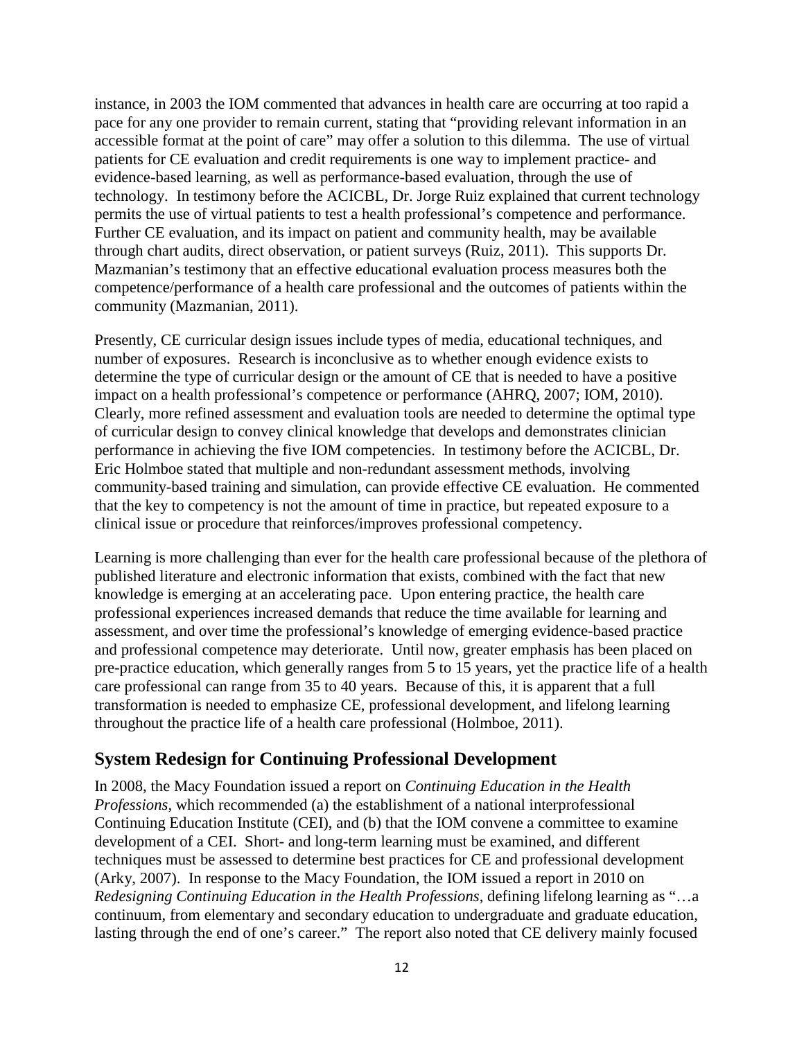instance, in 2003 the IOM commented that advances in health care are occurring at too rapid a pace for any one provider to remain current, stating that "providing relevant information in an accessible format at the point of care" may offer a solution to this dilemma. The use of virtual patients for CE evaluation and credit requirements is one way to implement practice- and evidence-based learning, as well as performance-based evaluation, through the use of technology. In testimony before the ACICBL, Dr. Jorge Ruiz explained that current technology permits the use of virtual patients to test a health professional's competence and performance. Further CE evaluation, and its impact on patient and community health, may be available through chart audits, direct observation, or patient surveys (Ruiz, 2011). This supports Dr. Mazmanian's testimony that an effective educational evaluation process measures both the competence/performance of a health care professional and the outcomes of patients within the community (Mazmanian, 2011).

Presently, CE curricular design issues include types of media, educational techniques, and number of exposures. Research is inconclusive as to whether enough evidence exists to determine the type of curricular design or the amount of CE that is needed to have a positive impact on a health professional's competence or performance (AHRQ, 2007; IOM, 2010). Clearly, more refined assessment and evaluation tools are needed to determine the optimal type of curricular design to convey clinical knowledge that develops and demonstrates clinician performance in achieving the five IOM competencies. In testimony before the ACICBL, Dr. Eric Holmboe stated that multiple and non-redundant assessment methods, involving community-based training and simulation, can provide effective CE evaluation. He commented that the key to competency is not the amount of time in practice, but repeated exposure to a clinical issue or procedure that reinforces/improves professional competency.

Learning is more challenging than ever for the health care professional because of the plethora of published literature and electronic information that exists, combined with the fact that new knowledge is emerging at an accelerating pace. Upon entering practice, the health care professional experiences increased demands that reduce the time available for learning and assessment, and over time the professional's knowledge of emerging evidence-based practice and professional competence may deteriorate. Until now, greater emphasis has been placed on pre-practice education, which generally ranges from 5 to 15 years, yet the practice life of a health care professional can range from 35 to 40 years. Because of this, it is apparent that a full transformation is needed to emphasize CE, professional development, and lifelong learning throughout the practice life of a health care professional (Holmboe, 2011).

## System Redesign for Continuing Professional Development

In 2008, the Macy Foundation issued a report on *Continuing Education in the Health Professions*, which recommended (a) the establishment of a national interprofessional Continuing Education Institute (CEI), and (b) that the IOM convene a committee to examine development of a CEI. Short- and long-term learning must be examined, and different techniques must be assessed to determine best practices for CE and professional development (Arky, 2007). In response to the Macy Foundation, the IOM issued a report in 2010 on *Redesigning Continuing Education in the Health Professions*, defining lifelong learning as "…a continuum, from elementary and secondary education to undergraduate and graduate education, lasting through the end of one's career." The report also noted that CE delivery mainly focused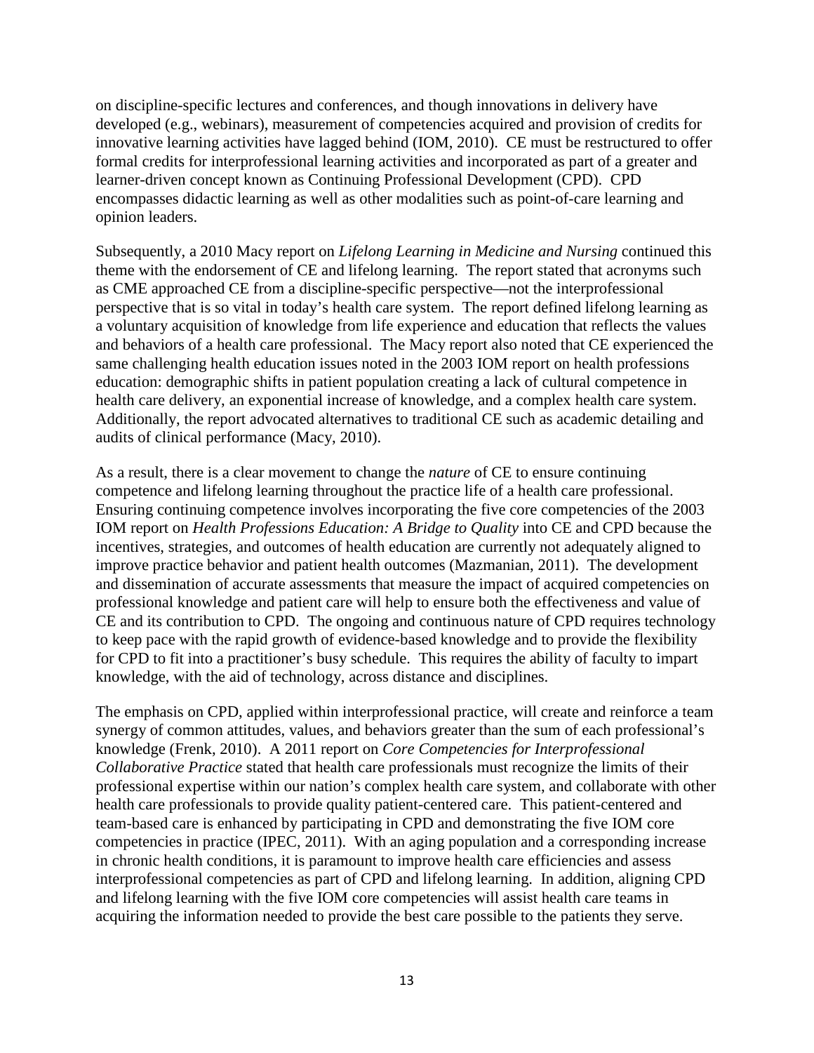on discipline-specific lectures and conferences, and though innovations in delivery have developed (e.g., webinars), measurement of competencies acquired and provision of credits for innovative learning activities have lagged behind (IOM, 2010). CE must be restructured to offer formal credits for interprofessional learning activities and incorporated as part of a greater and learner-driven concept known as Continuing Professional Development (CPD). CPD encompasses didactic learning as well as other modalities such as point-of-care learning and opinion leaders.

Subsequently, a 2010 Macy report on *Lifelong Learning in Medicine and Nursing* continued this theme with the endorsement of CE and lifelong learning. The report stated that acronyms such as CME approached CE from a discipline-specific perspective—not the interprofessional perspective that is so vital in today's health care system. The report defined lifelong learning as a voluntary acquisition of knowledge from life experience and education that reflects the values and behaviors of a health care professional. The Macy report also noted that CE experienced the same challenging health education issues noted in the 2003 IOM report on health professions education: demographic shifts in patient population creating a lack of cultural competence in health care delivery, an exponential increase of knowledge, and a complex health care system. Additionally, the report advocated alternatives to traditional CE such as academic detailing and audits of clinical performance (Macy, 2010).

As a result, there is a clear movement to change the *nature* of CE to ensure continuing competence and lifelong learning throughout the practice life of a health care professional. Ensuring continuing competence involves incorporating the five core competencies of the 2003 IOM report on *Health Professions Education: A Bridge to Quality* into CE and CPD because the incentives, strategies, and outcomes of health education are currently not adequately aligned to improve practice behavior and patient health outcomes (Mazmanian, 2011). The development and dissemination of accurate assessments that measure the impact of acquired competencies on professional knowledge and patient care will help to ensure both the effectiveness and value of CE and its contribution to CPD. The ongoing and continuous nature of CPD requires technology to keep pace with the rapid growth of evidence-based knowledge and to provide the flexibility for CPD to fit into a practitioner's busy schedule. This requires the ability of faculty to impart knowledge, with the aid of technology, across distance and disciplines.

The emphasis on CPD, applied within interprofessional practice, will create and reinforce a team synergy of common attitudes, values, and behaviors greater than the sum of each professional's knowledge (Frenk, 2010). A 2011 report on *Core Competencies for Interprofessional Collaborative Practice* stated that health care professionals must recognize the limits of their professional expertise within our nation's complex health care system, and collaborate with other health care professionals to provide quality patient-centered care. This patient-centered and team-based care is enhanced by participating in CPD and demonstrating the five IOM core competencies in practice (IPEC, 2011). With an aging population and a corresponding increase in chronic health conditions, it is paramount to improve health care efficiencies and assess interprofessional competencies as part of CPD and lifelong learning. In addition, aligning CPD and lifelong learning with the five IOM core competencies will assist health care teams in acquiring the information needed to provide the best care possible to the patients they serve.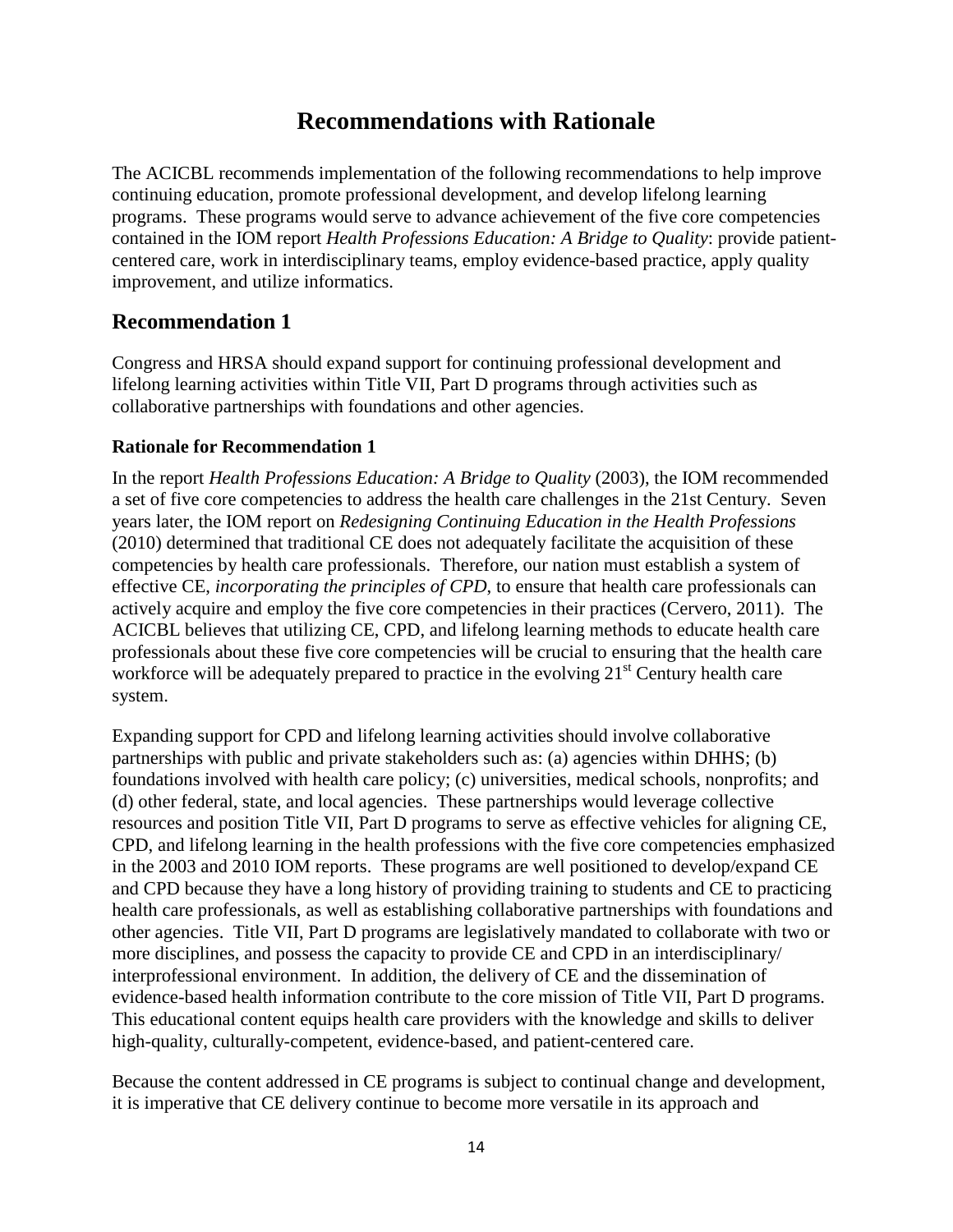# Recommendations with Rationale

The ACICBL recommends implementation of the following recommendations to help improve continuing education, promote professional development, and develop lifelong learning programs. These programs would serve to advance achievement of the five core competencies contained in the IOM report *Health Professions Education: A Bridge to Quality*: provide patient-centered care, work in interdisciplinary teams, employ evidence-based practice, apply quality improvement, and utilize informatics.

## Recommendation 1

Congress and HRSA should expand support for continuing professional development and lifelong learning activities within Title VII, Part D programs through activities such as collaborative partnerships with foundations and other agencies.

### Rationale for Recommendation 1

In the report *Health Professions Education: A Bridge to Quality* (2003), the IOM recommended a set of five core competencies to address the health care challenges in the 21st Century. Seven years later, the IOM report on *Redesigning Continuing Education in the Health Professions* (2010) determined that traditional CE does not adequately facilitate the acquisition of these competencies by health care professionals. Therefore, our nation must establish a system of effective CE, *incorporating the principles of CPD*, to ensure that health care professionals can actively acquire and employ the five core competencies in their practices (Cervero, 2011). The ACICBL believes that utilizing CE, CPD, and lifelong learning methods to educate health care professionals about these five core competencies will be crucial to ensuring that the health care workforce will be adequately prepared to practice in the evolving 21st Century health care system.

Expanding support for CPD and lifelong learning activities should involve collaborative partnerships with public and private stakeholders such as: (a) agencies within DHHS; (b) foundations involved with health care policy; (c) universities, medical schools, nonprofits; and (d) other federal, state, and local agencies. These partnerships would leverage collective resources and position Title VII, Part D programs to serve as effective vehicles for aligning CE, CPD, and lifelong learning in the health professions with the five core competencies emphasized in the 2003 and 2010 IOM reports. These programs are well positioned to develop/expand CE and CPD because they have a long history of providing training to students and CE to practicing health care professionals, as well as establishing collaborative partnerships with foundations and other agencies. Title VII, Part D programs are legislatively mandated to collaborate with two or more disciplines, and possess the capacity to provide CE and CPD in an interdisciplinary/ interprofessional environment. In addition, the delivery of CE and the dissemination of evidence-based health information contribute to the core mission of Title VII, Part D programs. This educational content equips health care providers with the knowledge and skills to deliver high-quality, culturally-competent, evidence-based, and patient-centered care.

Because the content addressed in CE programs is subject to continual change and development, it is imperative that CE delivery continue to become more versatile in its approach and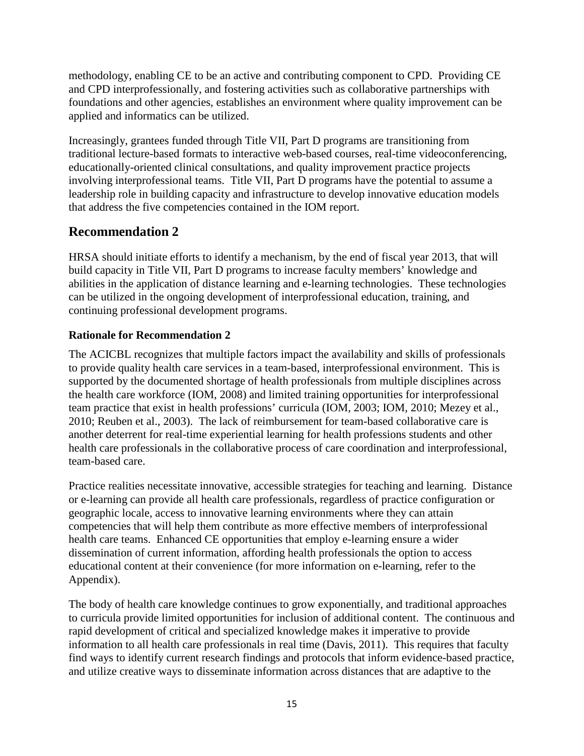methodology, enabling CE to be an active and contributing component to CPD. Providing CE and CPD interprofessionally, and fostering activities such as collaborative partnerships with foundations and other agencies, establishes an environment where quality improvement can be applied and informatics can be utilized.

Increasingly, grantees funded through Title VII, Part D programs are transitioning from traditional lecture-based formats to interactive web-based courses, real-time videoconferencing, educationally-oriented clinical consultations, and quality improvement practice projects involving interprofessional teams. Title VII, Part D programs have the potential to assume a leadership role in building capacity and infrastructure to develop innovative education models that address the five competencies contained in the IOM report.

## Recommendation 2

HRSA should initiate efforts to identify a mechanism, by the end of fiscal year 2013, that will build capacity in Title VII, Part D programs to increase faculty members' knowledge and abilities in the application of distance learning and e-learning technologies. These technologies can be utilized in the ongoing development of interprofessional education, training, and continuing professional development programs.

### Rationale for Recommendation 2

The ACICBL recognizes that multiple factors impact the availability and skills of professionals to provide quality health care services in a team-based, interprofessional environment. This is supported by the documented shortage of health professionals from multiple disciplines across the health care workforce (IOM, 2008) and limited training opportunities for interprofessional team practice that exist in health professions' curricula (IOM, 2003; IOM, 2010; Mezey et al., 2010; Reuben et al., 2003). The lack of reimbursement for team-based collaborative care is another deterrent for real-time experiential learning for health professions students and other health care professionals in the collaborative process of care coordination and interprofessional, team-based care.

Practice realities necessitate innovative, accessible strategies for teaching and learning. Distance or e-learning can provide all health care professionals, regardless of practice configuration or geographic locale, access to innovative learning environments where they can attain competencies that will help them contribute as more effective members of interprofessional health care teams. Enhanced CE opportunities that employ e-learning ensure a wider dissemination of current information, affording health professionals the option to access educational content at their convenience (for more information on e-learning, refer to the Appendix).

The body of health care knowledge continues to grow exponentially, and traditional approaches to curricula provide limited opportunities for inclusion of additional content. The continuous and rapid development of critical and specialized knowledge makes it imperative to provide information to all health care professionals in real time (Davis, 2011). This requires that faculty find ways to identify current research findings and protocols that inform evidence-based practice, and utilize creative ways to disseminate information across distances that are adaptive to the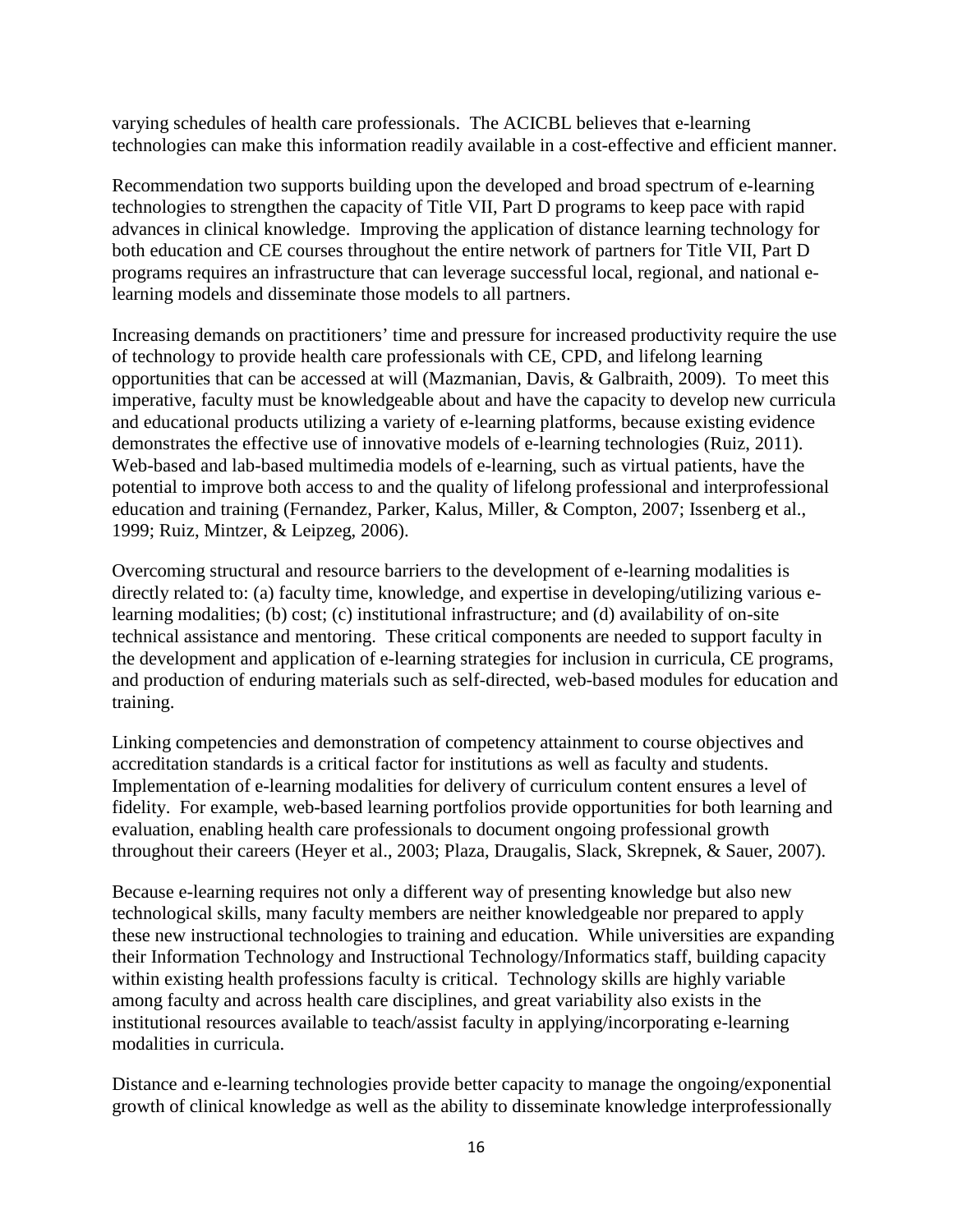varying schedules of health care professionals. The ACICBL believes that e-learning technologies can make this information readily available in a cost-effective and efficient manner.

Recommendation two supports building upon the developed and broad spectrum of e-learning technologies to strengthen the capacity of Title VII, Part D programs to keep pace with rapid advances in clinical knowledge. Improving the application of distance learning technology for both education and CE courses throughout the entire network of partners for Title VII, Part D programs requires an infrastructure that can leverage successful local, regional, and national e-learning models and disseminate those models to all partners.

Increasing demands on practitioners' time and pressure for increased productivity require the use of technology to provide health care professionals with CE, CPD, and lifelong learning opportunities that can be accessed at will (Mazmanian, Davis, & Galbraith, 2009). To meet this imperative, faculty must be knowledgeable about and have the capacity to develop new curricula and educational products utilizing a variety of e-learning platforms, because existing evidence demonstrates the effective use of innovative models of e-learning technologies (Ruiz, 2011). Web-based and lab-based multimedia models of e-learning, such as virtual patients, have the potential to improve both access to and the quality of lifelong professional and interprofessional education and training (Fernandez, Parker, Kalus, Miller, & Compton, 2007; Issenberg et al., 1999; Ruiz, Mintzer, & Leipzeg, 2006).

Overcoming structural and resource barriers to the development of e-learning modalities is directly related to: (a) faculty time, knowledge, and expertise in developing/utilizing various e-learning modalities; (b) cost; (c) institutional infrastructure; and (d) availability of on-site technical assistance and mentoring. These critical components are needed to support faculty in the development and application of e-learning strategies for inclusion in curricula, CE programs, and production of enduring materials such as self-directed, web-based modules for education and training.

Linking competencies and demonstration of competency attainment to course objectives and accreditation standards is a critical factor for institutions as well as faculty and students. Implementation of e-learning modalities for delivery of curriculum content ensures a level of fidelity. For example, web-based learning portfolios provide opportunities for both learning and evaluation, enabling health care professionals to document ongoing professional growth throughout their careers (Heyer et al., 2003; Plaza, Draugalis, Slack, Skrepnek, & Sauer, 2007).

Because e-learning requires not only a different way of presenting knowledge but also new technological skills, many faculty members are neither knowledgeable nor prepared to apply these new instructional technologies to training and education. While universities are expanding their Information Technology and Instructional Technology/Informatics staff, building capacity within existing health professions faculty is critical. Technology skills are highly variable among faculty and across health care disciplines, and great variability also exists in the institutional resources available to teach/assist faculty in applying/incorporating e-learning modalities in curricula.

Distance and e-learning technologies provide better capacity to manage the ongoing/exponential growth of clinical knowledge as well as the ability to disseminate knowledge interprofessionally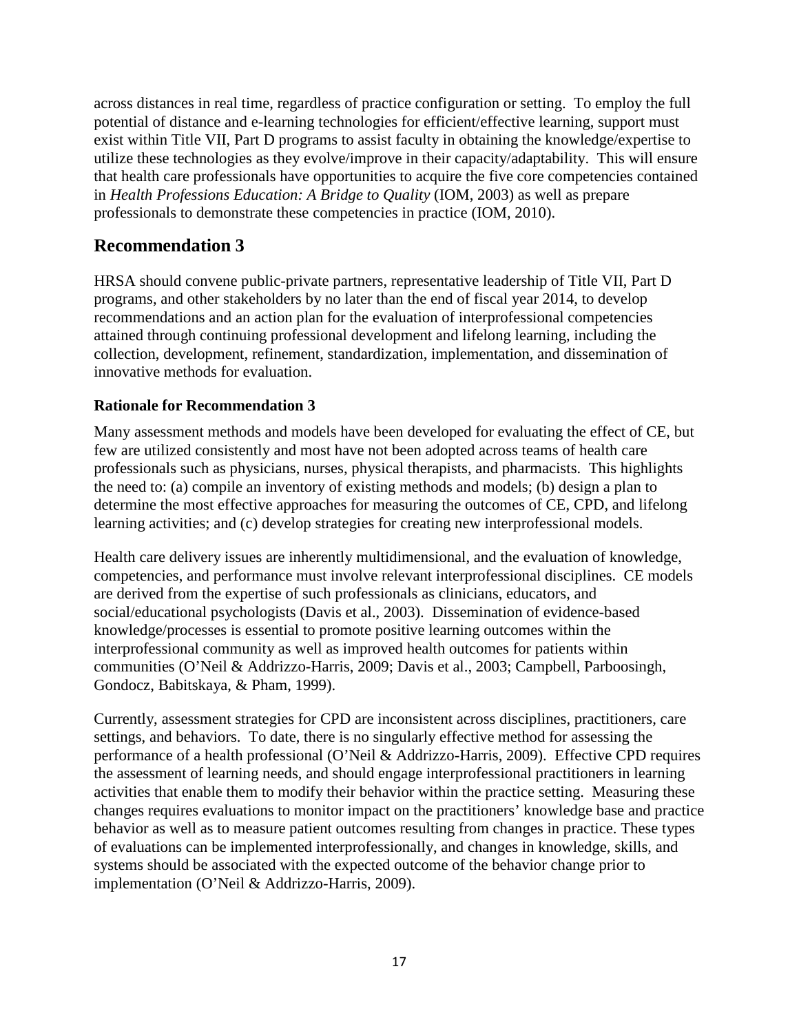across distances in real time, regardless of practice configuration or setting. To employ the full potential of distance and e-learning technologies for efficient/effective learning, support must exist within Title VII, Part D programs to assist faculty in obtaining the knowledge/expertise to utilize these technologies as they evolve/improve in their capacity/adaptability. This will ensure that health care professionals have opportunities to acquire the five core competencies contained in *Health Professions Education: A Bridge to Quality* (IOM, 2003) as well as prepare professionals to demonstrate these competencies in practice (IOM, 2010).

## Recommendation 3

HRSA should convene public-private partners, representative leadership of Title VII, Part D programs, and other stakeholders by no later than the end of fiscal year 2014, to develop recommendations and an action plan for the evaluation of interprofessional competencies attained through continuing professional development and lifelong learning, including the collection, development, refinement, standardization, implementation, and dissemination of innovative methods for evaluation.

### Rationale for Recommendation 3

Many assessment methods and models have been developed for evaluating the effect of CE, but few are utilized consistently and most have not been adopted across teams of health care professionals such as physicians, nurses, physical therapists, and pharmacists. This highlights the need to: (a) compile an inventory of existing methods and models; (b) design a plan to determine the most effective approaches for measuring the outcomes of CE, CPD, and lifelong learning activities; and (c) develop strategies for creating new interprofessional models.

Health care delivery issues are inherently multidimensional, and the evaluation of knowledge, competencies, and performance must involve relevant interprofessional disciplines. CE models are derived from the expertise of such professionals as clinicians, educators, and social/educational psychologists (Davis et al., 2003). Dissemination of evidence-based knowledge/processes is essential to promote positive learning outcomes within the interprofessional community as well as improved health outcomes for patients within communities (O'Neil & Addrizzo-Harris, 2009; Davis et al., 2003; Campbell, Parboosingh, Gondocz, Babitskaya, & Pham, 1999).

Currently, assessment strategies for CPD are inconsistent across disciplines, practitioners, care settings, and behaviors. To date, there is no singularly effective method for assessing the performance of a health professional (O'Neil & Addrizzo-Harris, 2009). Effective CPD requires the assessment of learning needs, and should engage interprofessional practitioners in learning activities that enable them to modify their behavior within the practice setting. Measuring these changes requires evaluations to monitor impact on the practitioners' knowledge base and practice behavior as well as to measure patient outcomes resulting from changes in practice. These types of evaluations can be implemented interprofessionally, and changes in knowledge, skills, and systems should be associated with the expected outcome of the behavior change prior to implementation (O'Neil & Addrizzo-Harris, 2009).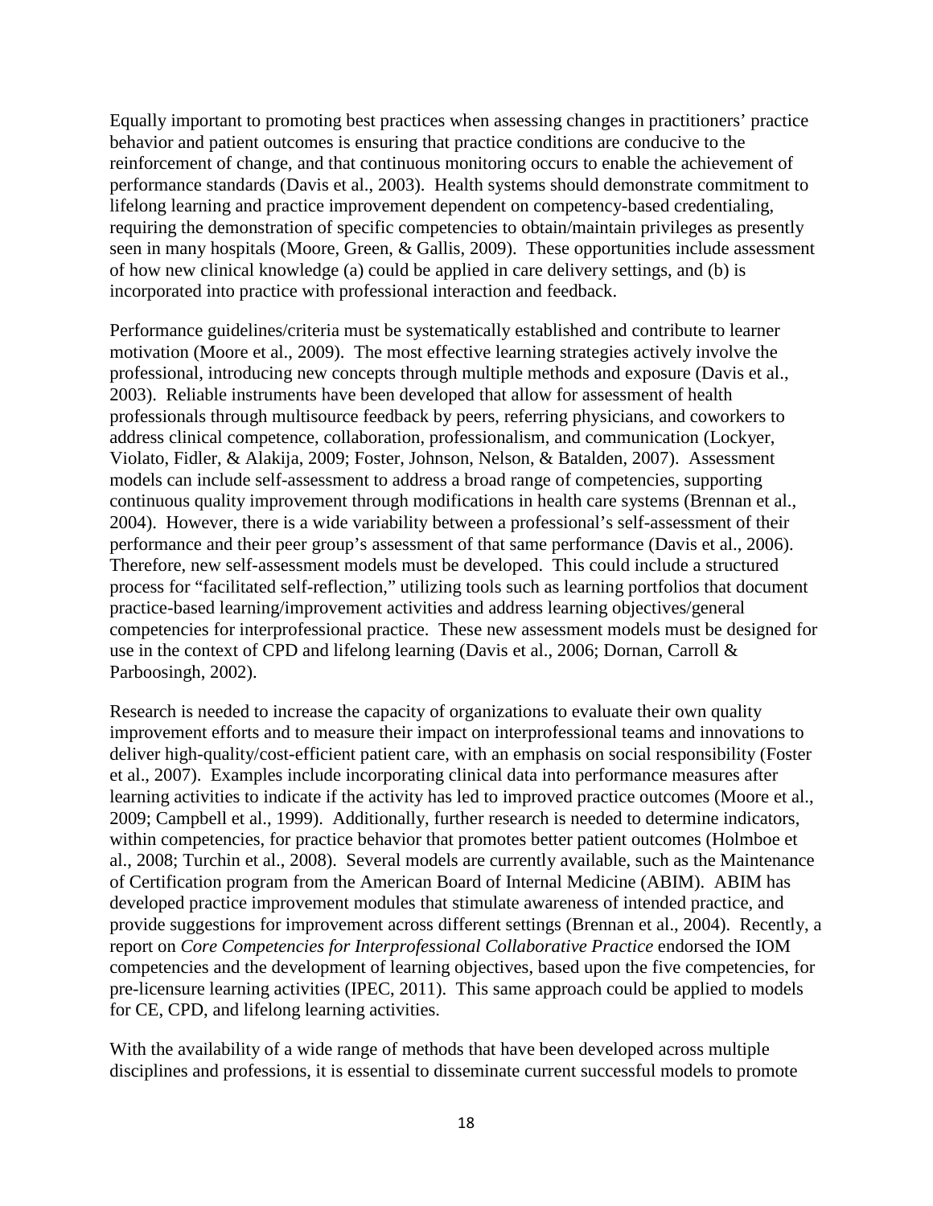Equally important to promoting best practices when assessing changes in practitioners' practice behavior and patient outcomes is ensuring that practice conditions are conducive to the reinforcement of change, and that continuous monitoring occurs to enable the achievement of performance standards (Davis et al., 2003). Health systems should demonstrate commitment to lifelong learning and practice improvement dependent on competency-based credentialing, requiring the demonstration of specific competencies to obtain/maintain privileges as presently seen in many hospitals (Moore, Green, & Gallis, 2009). These opportunities include assessment of how new clinical knowledge (a) could be applied in care delivery settings, and (b) is incorporated into practice with professional interaction and feedback.

Performance guidelines/criteria must be systematically established and contribute to learner motivation (Moore et al., 2009). The most effective learning strategies actively involve the professional, introducing new concepts through multiple methods and exposure (Davis et al., 2003). Reliable instruments have been developed that allow for assessment of health professionals through multisource feedback by peers, referring physicians, and coworkers to address clinical competence, collaboration, professionalism, and communication (Lockyer, Violato, Fidler, & Alakija, 2009; Foster, Johnson, Nelson, & Batalden, 2007). Assessment models can include self-assessment to address a broad range of competencies, supporting continuous quality improvement through modifications in health care systems (Brennan et al., 2004). However, there is a wide variability between a professional's self-assessment of their performance and their peer group's assessment of that same performance (Davis et al., 2006). Therefore, new self-assessment models must be developed. This could include a structured process for "facilitated self-reflection," utilizing tools such as learning portfolios that document practice-based learning/improvement activities and address learning objectives/general competencies for interprofessional practice. These new assessment models must be designed for use in the context of CPD and lifelong learning (Davis et al., 2006; Dornan, Carroll & Parboosingh, 2002).

Research is needed to increase the capacity of organizations to evaluate their own quality improvement efforts and to measure their impact on interprofessional teams and innovations to deliver high-quality/cost-efficient patient care, with an emphasis on social responsibility (Foster et al., 2007). Examples include incorporating clinical data into performance measures after learning activities to indicate if the activity has led to improved practice outcomes (Moore et al., 2009; Campbell et al., 1999). Additionally, further research is needed to determine indicators, within competencies, for practice behavior that promotes better patient outcomes (Holmboe et al., 2008; Turchin et al., 2008). Several models are currently available, such as the Maintenance of Certification program from the American Board of Internal Medicine (ABIM). ABIM has developed practice improvement modules that stimulate awareness of intended practice, and provide suggestions for improvement across different settings (Brennan et al., 2004). Recently, a report on *Core Competencies for Interprofessional Collaborative Practice* endorsed the IOM competencies and the development of learning objectives, based upon the five competencies, for pre-licensure learning activities (IPEC, 2011). This same approach could be applied to models for CE, CPD, and lifelong learning activities.

With the availability of a wide range of methods that have been developed across multiple disciplines and professions, it is essential to disseminate current successful models to promote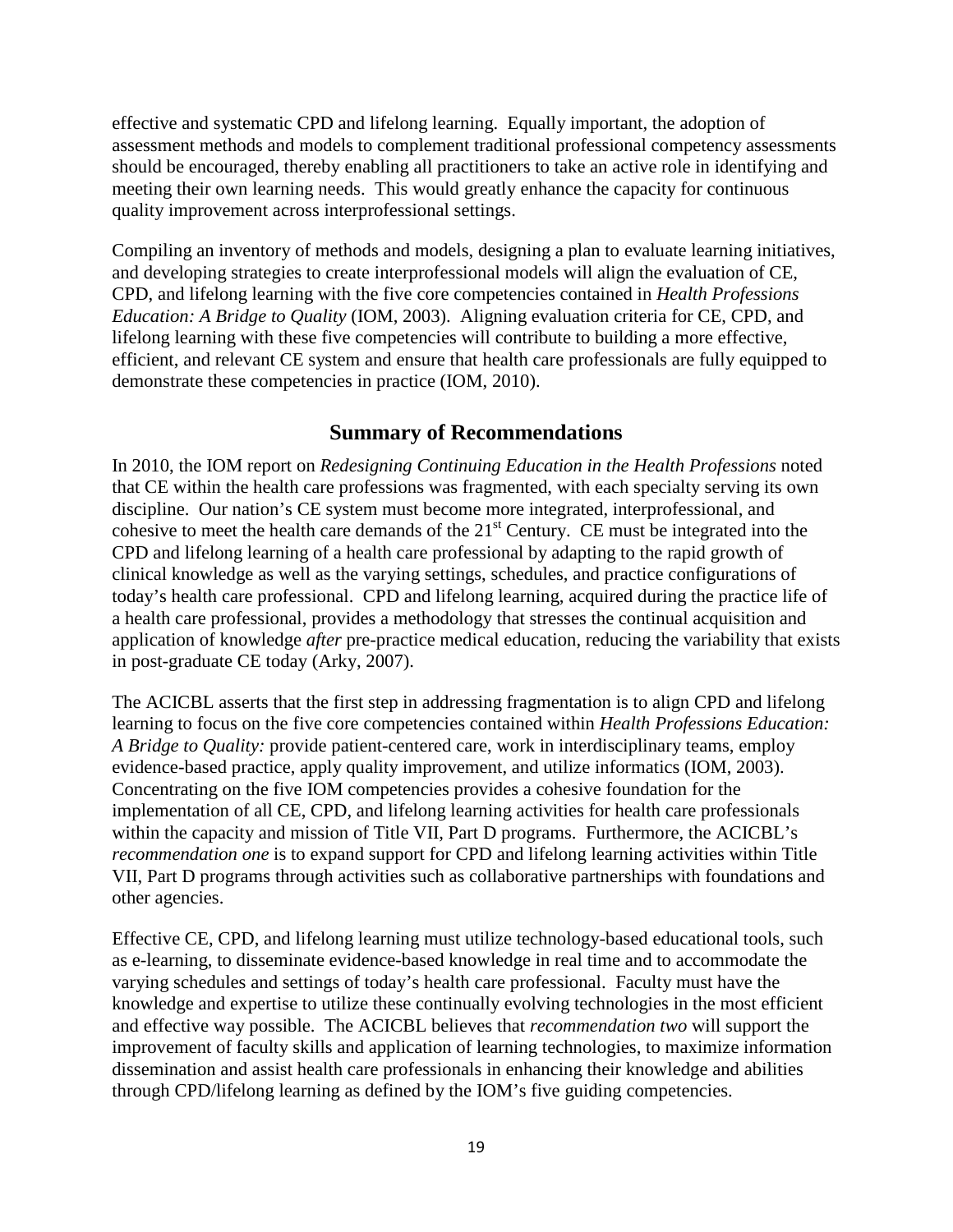effective and systematic CPD and lifelong learning. Equally important, the adoption of assessment methods and models to complement traditional professional competency assessments should be encouraged, thereby enabling all practitioners to take an active role in identifying and meeting their own learning needs. This would greatly enhance the capacity for continuous quality improvement across interprofessional settings.

Compiling an inventory of methods and models, designing a plan to evaluate learning initiatives, and developing strategies to create interprofessional models will align the evaluation of CE, CPD, and lifelong learning with the five core competencies contained in *Health Professions Education: A Bridge to Quality* (IOM, 2003). Aligning evaluation criteria for CE, CPD, and lifelong learning with these five competencies will contribute to building a more effective, efficient, and relevant CE system and ensure that health care professionals are fully equipped to demonstrate these competencies in practice (IOM, 2010).

## Summary of Recommendations

In 2010, the IOM report on *Redesigning Continuing Education in the Health Professions* noted that CE within the health care professions was fragmented, with each specialty serving its own discipline. Our nation's CE system must become more integrated, interprofessional, and cohesive to meet the health care demands of the 21st Century. CE must be integrated into the CPD and lifelong learning of a health care professional by adapting to the rapid growth of clinical knowledge as well as the varying settings, schedules, and practice configurations of today's health care professional. CPD and lifelong learning, acquired during the practice life of a health care professional, provides a methodology that stresses the continual acquisition and application of knowledge *after* pre-practice medical education, reducing the variability that exists in post-graduate CE today (Arky, 2007).

The ACICBL asserts that the first step in addressing fragmentation is to align CPD and lifelong learning to focus on the five core competencies contained within *Health Professions Education: A Bridge to Quality:* provide patient-centered care, work in interdisciplinary teams, employ evidence-based practice, apply quality improvement, and utilize informatics (IOM, 2003). Concentrating on the five IOM competencies provides a cohesive foundation for the implementation of all CE, CPD, and lifelong learning activities for health care professionals within the capacity and mission of Title VII, Part D programs. Furthermore, the ACICBL's *recommendation one* is to expand support for CPD and lifelong learning activities within Title VII, Part D programs through activities such as collaborative partnerships with foundations and other agencies.

Effective CE, CPD, and lifelong learning must utilize technology-based educational tools, such as e-learning, to disseminate evidence-based knowledge in real time and to accommodate the varying schedules and settings of today's health care professional. Faculty must have the knowledge and expertise to utilize these continually evolving technologies in the most efficient and effective way possible. The ACICBL believes that *recommendation two* will support the improvement of faculty skills and application of learning technologies, to maximize information dissemination and assist health care professionals in enhancing their knowledge and abilities through CPD/lifelong learning as defined by the IOM's five guiding competencies.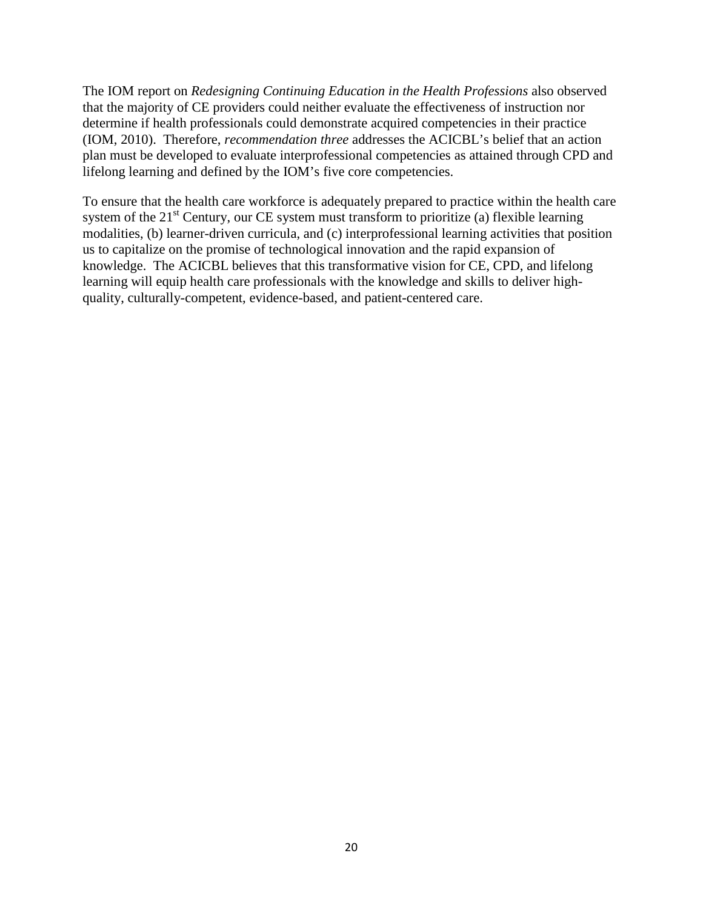The IOM report on *Redesigning Continuing Education in the Health Professions* also observed that the majority of CE providers could neither evaluate the effectiveness of instruction nor determine if health professionals could demonstrate acquired competencies in their practice (IOM, 2010). Therefore, *recommendation three* addresses the ACICBL's belief that an action plan must be developed to evaluate interprofessional competencies as attained through CPD and lifelong learning and defined by the IOM's five core competencies.

To ensure that the health care workforce is adequately prepared to practice within the health care system of the 21st Century, our CE system must transform to prioritize (a) flexible learning modalities, (b) learner-driven curricula, and (c) interprofessional learning activities that position us to capitalize on the promise of technological innovation and the rapid expansion of knowledge. The ACICBL believes that this transformative vision for CE, CPD, and lifelong learning will equip health care professionals with the knowledge and skills to deliver high-quality, culturally-competent, evidence-based, and patient-centered care.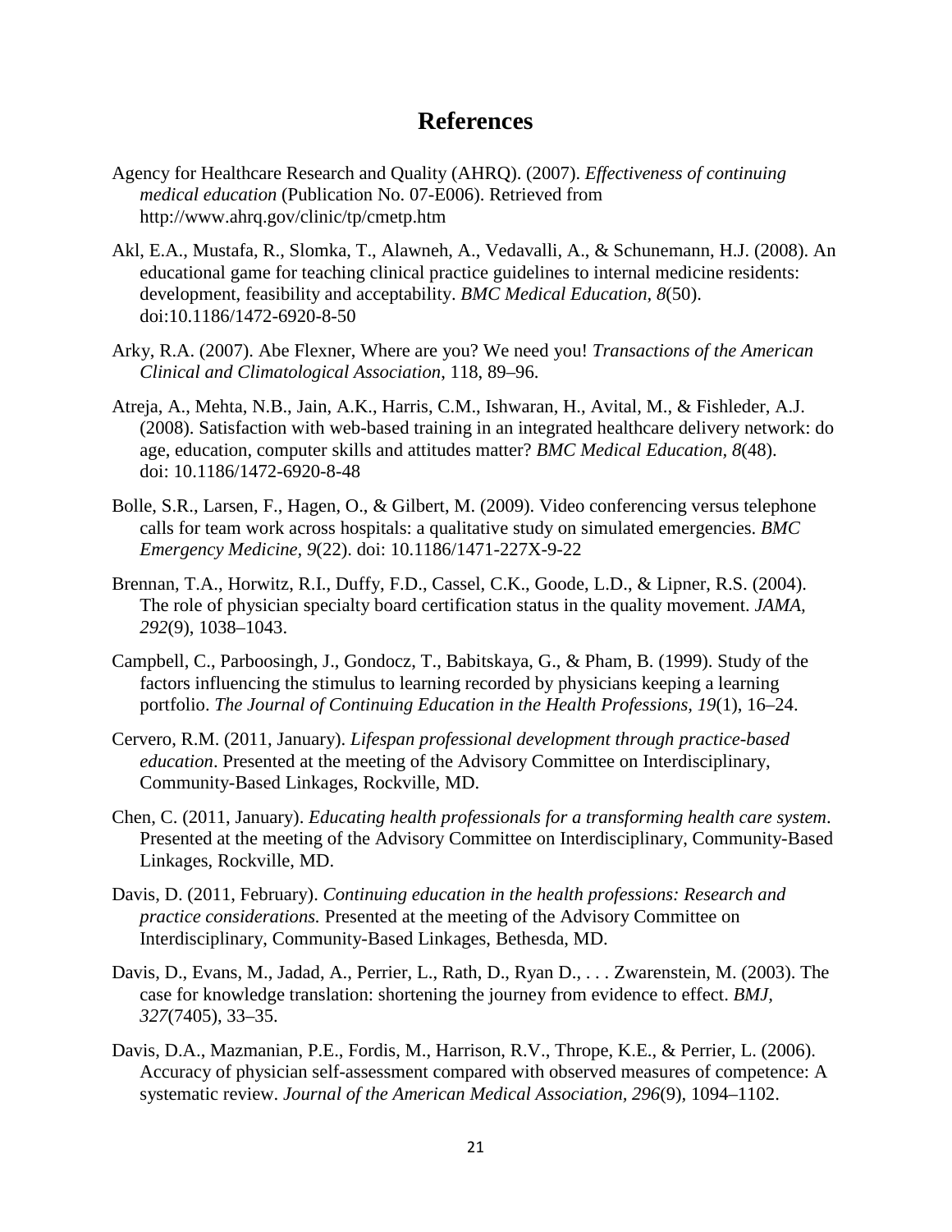# References

Agency for Healthcare Research and Quality (AHRQ). (2007). *Effectiveness of continuing medical education* (Publication No. 07-E006). Retrieved from http://www.ahrq.gov/clinic/tp/cmetp.htm

Akl, E.A., Mustafa, R., Slomka, T., Alawneh, A., Vedavalli, A., & Schunemann, H.J. (2008). An educational game for teaching clinical practice guidelines to internal medicine residents: development, feasibility and acceptability. *BMC Medical Education, 8*(50). doi:10.1186/1472-6920-8-50

Arky, R.A. (2007). Abe Flexner, Where are you? We need you! *Transactions of the American Clinical and Climatological Association*, 118, 89–96.

Atreja, A., Mehta, N.B., Jain, A.K., Harris, C.M., Ishwaran, H., Avital, M., & Fishleder, A.J. (2008). Satisfaction with web-based training in an integrated healthcare delivery network: do age, education, computer skills and attitudes matter? *BMC Medical Education, 8*(48). doi: 10.1186/1472-6920-8-48

Bolle, S.R., Larsen, F., Hagen, O., & Gilbert, M. (2009). Video conferencing versus telephone calls for team work across hospitals: a qualitative study on simulated emergencies. *BMC Emergency Medicine, 9*(22). doi: 10.1186/1471-227X-9-22

Brennan, T.A., Horwitz, R.I., Duffy, F.D., Cassel, C.K., Goode, L.D., & Lipner, R.S. (2004). The role of physician specialty board certification status in the quality movement. *JAMA, 292*(9), 1038–1043.

Campbell, C., Parboosingh, J., Gondocz, T., Babitskaya, G., & Pham, B. (1999). Study of the factors influencing the stimulus to learning recorded by physicians keeping a learning portfolio. *The Journal of Continuing Education in the Health Professions, 19*(1), 16–24.

Cervero, R.M. (2011, January). *Lifespan professional development through practice-based education*. Presented at the meeting of the Advisory Committee on Interdisciplinary, Community-Based Linkages, Rockville, MD.

Chen, C. (2011, January). *Educating health professionals for a transforming health care system*. Presented at the meeting of the Advisory Committee on Interdisciplinary, Community-Based Linkages, Rockville, MD.

Davis, D. (2011, February). *Continuing education in the health professions: Research and practice considerations.* Presented at the meeting of the Advisory Committee on Interdisciplinary, Community-Based Linkages, Bethesda, MD.

Davis, D., Evans, M., Jadad, A., Perrier, L., Rath, D., Ryan D., . . . Zwarenstein, M. (2003). The case for knowledge translation: shortening the journey from evidence to effect. *BMJ, 327*(7405), 33–35.

Davis, D.A., Mazmanian, P.E., Fordis, M., Harrison, R.V., Thrope, K.E., & Perrier, L. (2006). Accuracy of physician self-assessment compared with observed measures of competence: A systematic review. *Journal of the American Medical Association, 296*(9), 1094–1102.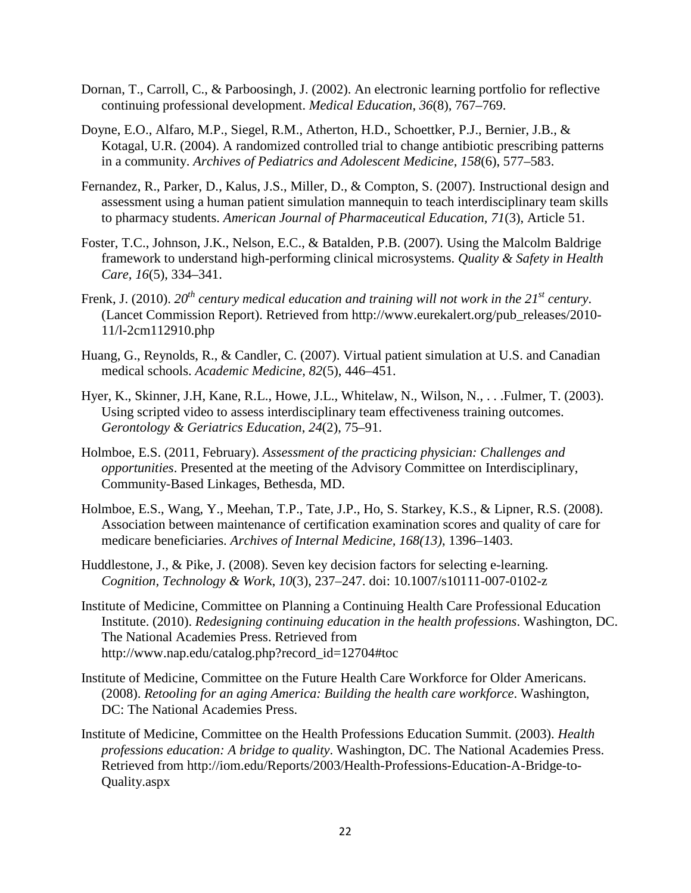Dornan, T., Carroll, C., & Parboosingh, J. (2002). An electronic learning portfolio for reflective continuing professional development. *Medical Education*, *36*(8), 767–769.

Doyne, E.O., Alfaro, M.P., Siegel, R.M., Atherton, H.D., Schoettker, P.J., Bernier, J.B., & Kotagal, U.R. (2004). A randomized controlled trial to change antibiotic prescribing patterns in a community. *Archives of Pediatrics and Adolescent Medicine*, *158*(6), 577–583.

Fernandez, R., Parker, D., Kalus, J.S., Miller, D., & Compton, S. (2007). Instructional design and assessment using a human patient simulation mannequin to teach interdisciplinary team skills to pharmacy students. *American Journal of Pharmaceutical Education, 71*(3), Article 51.

Foster, T.C., Johnson, J.K., Nelson, E.C., & Batalden, P.B. (2007). Using the Malcolm Baldrige framework to understand high-performing clinical microsystems. *Quality & Safety in Health Care*, *16*(5), 334–341.

Frenk, J. (2010). *20th century medical education and training will not work in the 21st century*. (Lancet Commission Report). Retrieved from http://www.eurekalert.org/pub_releases/2010-11/l-2cm112910.php

Huang, G., Reynolds, R., & Candler, C. (2007). Virtual patient simulation at U.S. and Canadian medical schools. *Academic Medicine, 82*(5), 446–451.

Hyer, K., Skinner, J.H, Kane, R.L., Howe, J.L., Whitelaw, N., Wilson, N., . . .Fulmer, T. (2003). Using scripted video to assess interdisciplinary team effectiveness training outcomes. *Gerontology & Geriatrics Education*, *24*(2), 75–91.

Holmboe, E.S. (2011, February). *Assessment of the practicing physician: Challenges and opportunities*. Presented at the meeting of the Advisory Committee on Interdisciplinary, Community-Based Linkages, Bethesda, MD.

Holmboe, E.S., Wang, Y., Meehan, T.P., Tate, J.P., Ho, S. Starkey, K.S., & Lipner, R.S. (2008). Association between maintenance of certification examination scores and quality of care for medicare beneficiaries. *Archives of Internal Medicine, 168(13)*, 1396–1403.

Huddlestone, J., & Pike, J. (2008). Seven key decision factors for selecting e-learning. *Cognition, Technology & Work*, *10*(3), 237–247. doi: 10.1007/s10111-007-0102-z

Institute of Medicine, Committee on Planning a Continuing Health Care Professional Education Institute. (2010). *Redesigning continuing education in the health professions*. Washington, DC. The National Academies Press. Retrieved from http://www.nap.edu/catalog.php?record_id=12704#toc

Institute of Medicine, Committee on the Future Health Care Workforce for Older Americans. (2008). *Retooling for an aging America: Building the health care workforce*. Washington, DC: The National Academies Press.

Institute of Medicine, Committee on the Health Professions Education Summit. (2003). *Health professions education: A bridge to quality*. Washington, DC. The National Academies Press. Retrieved from http://iom.edu/Reports/2003/Health-Professions-Education-A-Bridge-to-Quality.aspx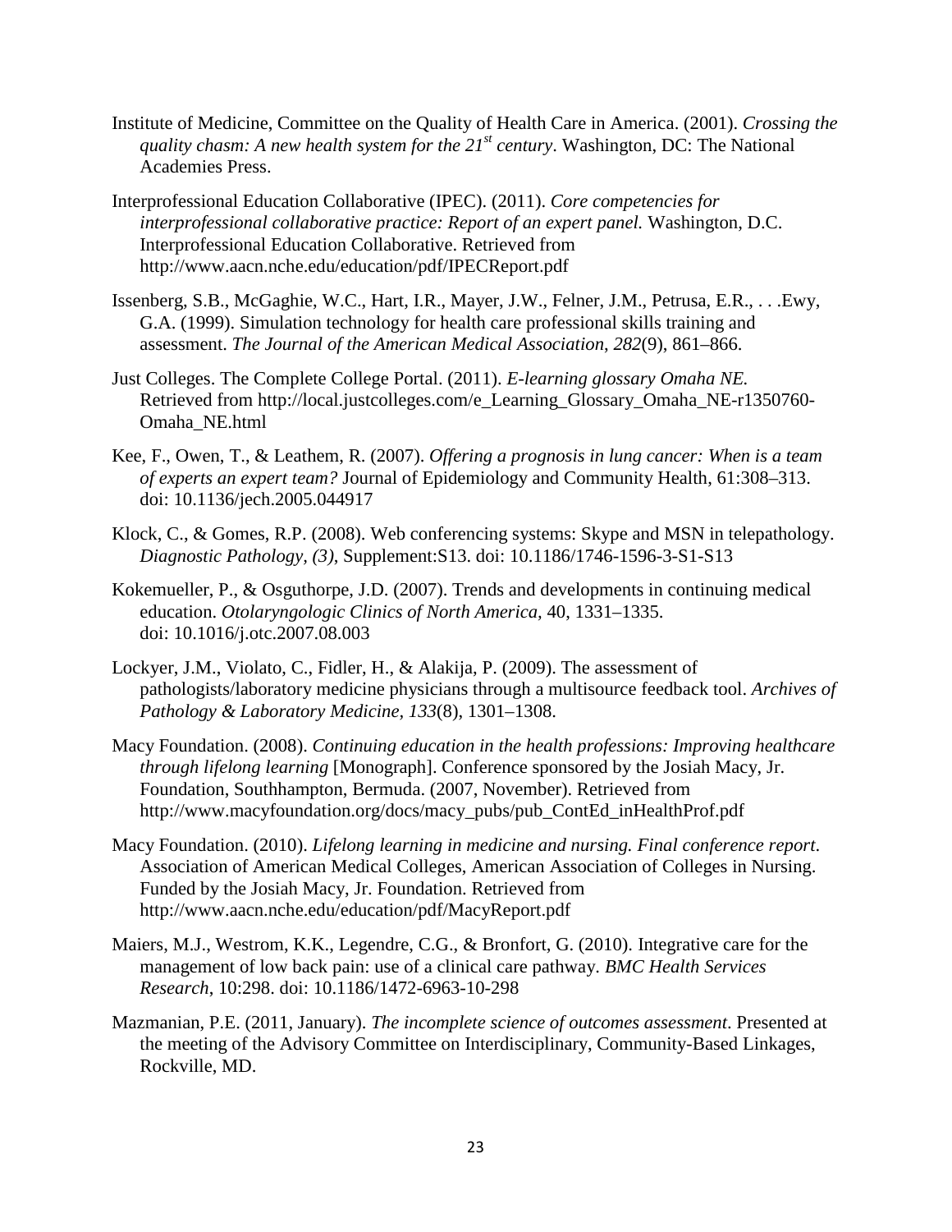Institute of Medicine, Committee on the Quality of Health Care in America. (2001). *Crossing the quality chasm: A new health system for the 21st century*. Washington, DC: The National Academies Press.

Interprofessional Education Collaborative (IPEC). (2011). *Core competencies for interprofessional collaborative practice: Report of an expert panel.* Washington, D.C. Interprofessional Education Collaborative. Retrieved from http://www.aacn.nche.edu/education/pdf/IPECReport.pdf

Issenberg, S.B., McGaghie, W.C., Hart, I.R., Mayer, J.W., Felner, J.M., Petrusa, E.R., . . .Ewy, G.A. (1999). Simulation technology for health care professional skills training and assessment. *The Journal of the American Medical Association*, *282*(9), 861–866.

Just Colleges. The Complete College Portal. (2011). *E-learning glossary Omaha NE.* Retrieved from http://local.justcolleges.com/e_Learning_Glossary_Omaha_NE-r1350760-Omaha_NE.html

Kee, F., Owen, T., & Leathem, R. (2007). *Offering a prognosis in lung cancer: When is a team of experts an expert team?* Journal of Epidemiology and Community Health, 61:308–313. doi: 10.1136/jech.2005.044917

Klock, C., & Gomes, R.P. (2008). Web conferencing systems: Skype and MSN in telepathology. *Diagnostic Pathology, (3)*, Supplement:S13. doi: 10.1186/1746-1596-3-S1-S13

Kokemueller, P., & Osguthorpe, J.D. (2007). Trends and developments in continuing medical education. *Otolaryngologic Clinics of North America,* 40, 1331–1335. doi: 10.1016/j.otc.2007.08.003

Lockyer, J.M., Violato, C., Fidler, H., & Alakija, P. (2009). The assessment of pathologists/laboratory medicine physicians through a multisource feedback tool. *Archives of Pathology & Laboratory Medicine, 133*(8), 1301–1308.

Macy Foundation. (2008). *Continuing education in the health professions: Improving healthcare through lifelong learning* [Monograph]. Conference sponsored by the Josiah Macy, Jr. Foundation, Southhampton, Bermuda. (2007, November). Retrieved from http://www.macyfoundation.org/docs/macy_pubs/pub_ContEd_inHealthProf.pdf

Macy Foundation. (2010). *Lifelong learning in medicine and nursing. Final conference report*. Association of American Medical Colleges, American Association of Colleges in Nursing. Funded by the Josiah Macy, Jr. Foundation. Retrieved from http://www.aacn.nche.edu/education/pdf/MacyReport.pdf

Maiers, M.J., Westrom, K.K., Legendre, C.G., & Bronfort, G. (2010). Integrative care for the management of low back pain: use of a clinical care pathway. *BMC Health Services Research*, 10:298. doi: 10.1186/1472-6963-10-298

Mazmanian, P.E. (2011, January). *The incomplete science of outcomes assessment*. Presented at the meeting of the Advisory Committee on Interdisciplinary, Community-Based Linkages, Rockville, MD.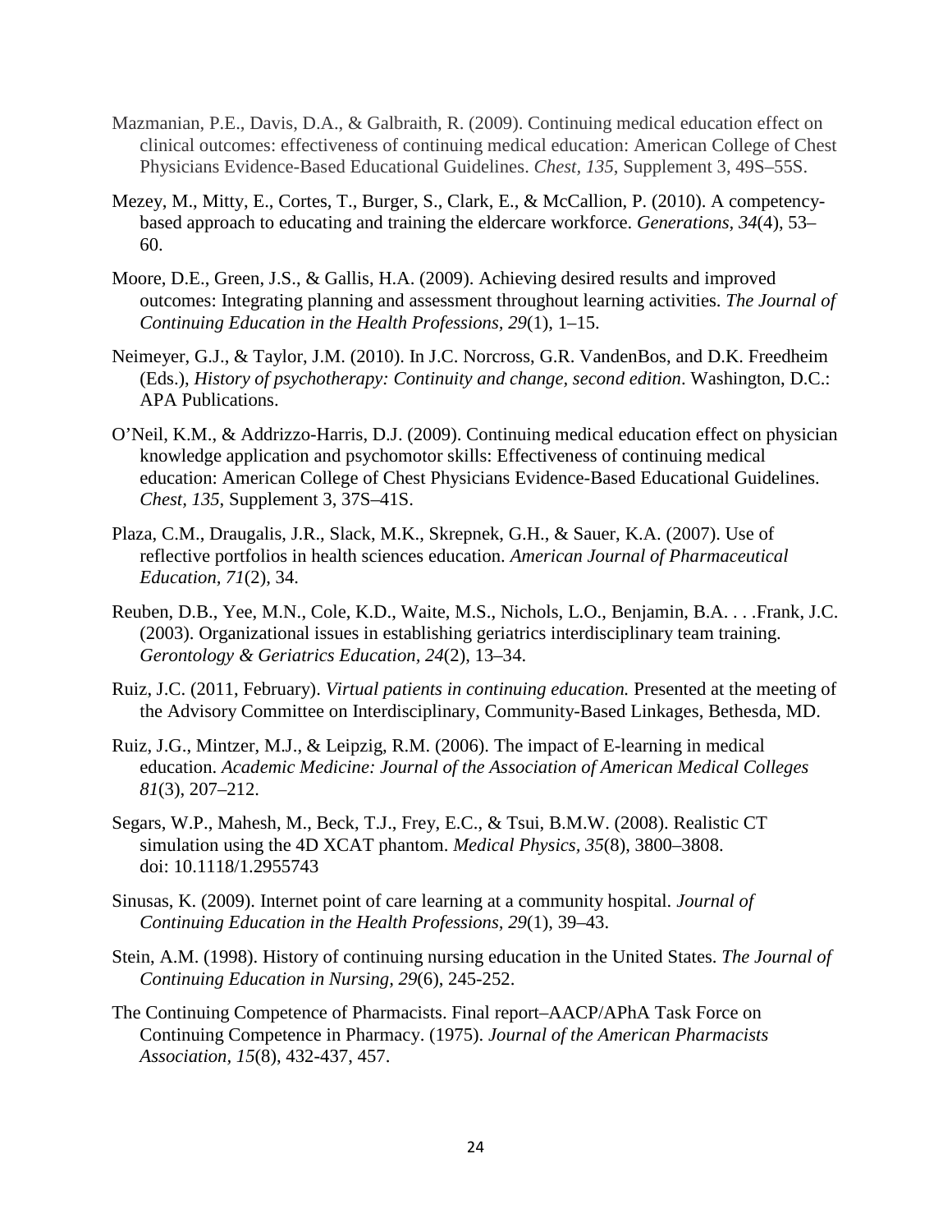Mazmanian, P.E., Davis, D.A., & Galbraith, R. (2009). Continuing medical education effect on clinical outcomes: effectiveness of continuing medical education: American College of Chest Physicians Evidence-Based Educational Guidelines. *Chest, 135*, Supplement 3, 49S–55S.

Mezey, M., Mitty, E., Cortes, T., Burger, S., Clark, E., & McCallion, P. (2010). A competency-based approach to educating and training the eldercare workforce. *Generations, 34*(4), 53–60.

Moore, D.E., Green, J.S., & Gallis, H.A. (2009). Achieving desired results and improved outcomes: Integrating planning and assessment throughout learning activities. *The Journal of Continuing Education in the Health Professions, 29*(1), 1–15.

Neimeyer, G.J., & Taylor, J.M. (2010). In J.C. Norcross, G.R. VandenBos, and D.K. Freedheim (Eds.), *History of psychotherapy: Continuity and change, second edition*. Washington, D.C.: APA Publications.

O'Neil, K.M., & Addrizzo-Harris, D.J. (2009). Continuing medical education effect on physician knowledge application and psychomotor skills: Effectiveness of continuing medical education: American College of Chest Physicians Evidence-Based Educational Guidelines. *Chest, 135*, Supplement 3, 37S–41S.

Plaza, C.M., Draugalis, J.R., Slack, M.K., Skrepnek, G.H., & Sauer, K.A. (2007). Use of reflective portfolios in health sciences education. *American Journal of Pharmaceutical Education, 71*(2), 34.

Reuben, D.B., Yee, M.N., Cole, K.D., Waite, M.S., Nichols, L.O., Benjamin, B.A. . . .Frank, J.C. (2003). Organizational issues in establishing geriatrics interdisciplinary team training. *Gerontology & Geriatrics Education, 24*(2), 13–34.

Ruiz, J.C. (2011, February). *Virtual patients in continuing education.* Presented at the meeting of the Advisory Committee on Interdisciplinary, Community-Based Linkages, Bethesda, MD.

Ruiz, J.G., Mintzer, M.J., & Leipzig, R.M. (2006). The impact of E-learning in medical education. *Academic Medicine: Journal of the Association of American Medical Colleges 81*(3), 207–212.

Segars, W.P., Mahesh, M., Beck, T.J., Frey, E.C., & Tsui, B.M.W. (2008). Realistic CT simulation using the 4D XCAT phantom. *Medical Physics, 35*(8), 3800–3808. doi: 10.1118/1.2955743

Sinusas, K. (2009). Internet point of care learning at a community hospital. *Journal of Continuing Education in the Health Professions, 29*(1), 39–43.

Stein, A.M. (1998). History of continuing nursing education in the United States. *The Journal of Continuing Education in Nursing, 29*(6), 245-252.

The Continuing Competence of Pharmacists. Final report–AACP/APhA Task Force on Continuing Competence in Pharmacy. (1975). *Journal of the American Pharmacists Association, 15*(8), 432-437, 457.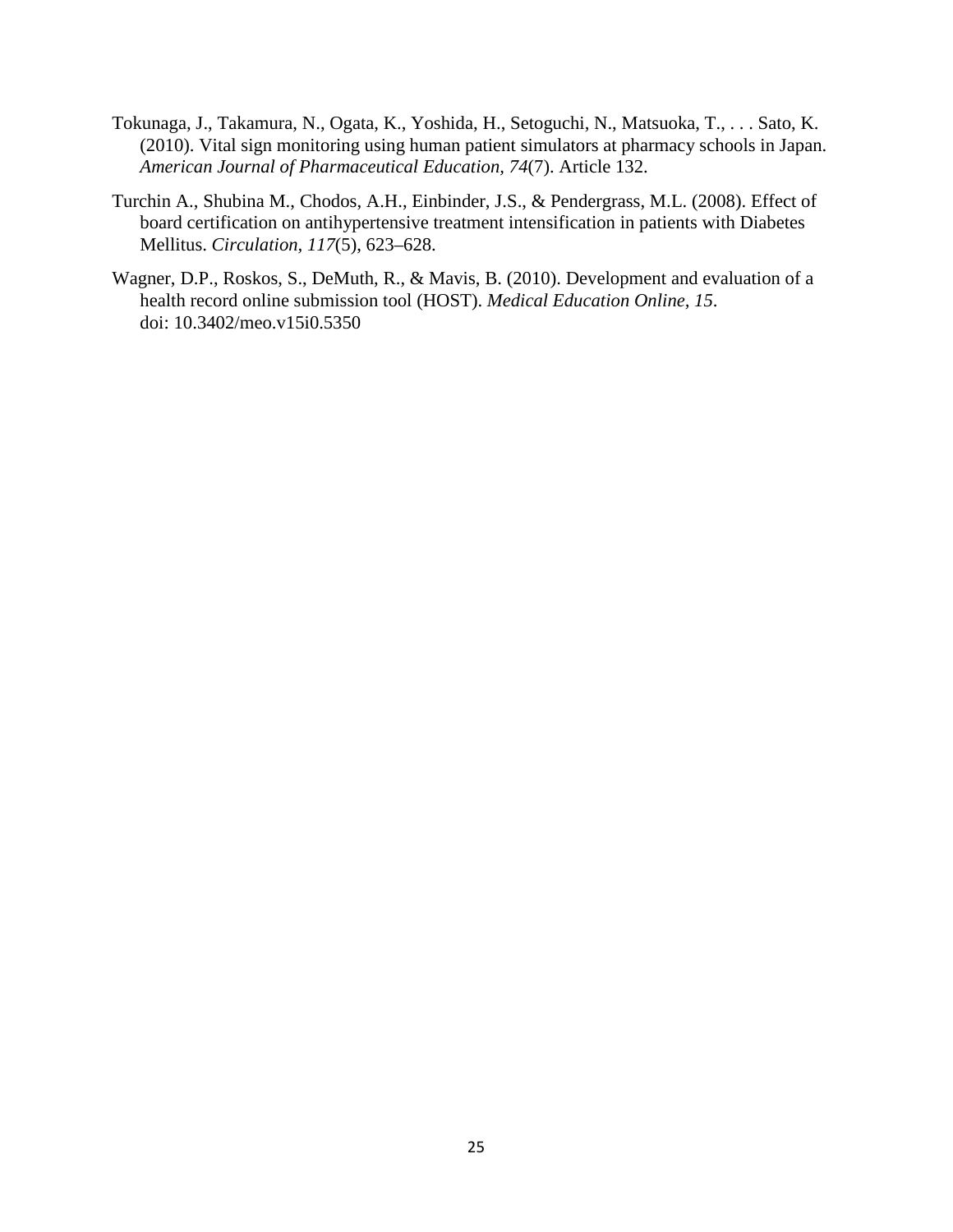Tokunaga, J., Takamura, N., Ogata, K., Yoshida, H., Setoguchi, N., Matsuoka, T., . . . Sato, K. (2010). Vital sign monitoring using human patient simulators at pharmacy schools in Japan. *American Journal of Pharmaceutical Education, 74*(7). Article 132.

Turchin A., Shubina M., Chodos, A.H., Einbinder, J.S., & Pendergrass, M.L. (2008). Effect of board certification on antihypertensive treatment intensification in patients with Diabetes Mellitus. *Circulation*, *117*(5), 623–628.

Wagner, D.P., Roskos, S., DeMuth, R., & Mavis, B. (2010). Development and evaluation of a health record online submission tool (HOST). *Medical Education Online, 15*. doi: 10.3402/meo.v15i0.5350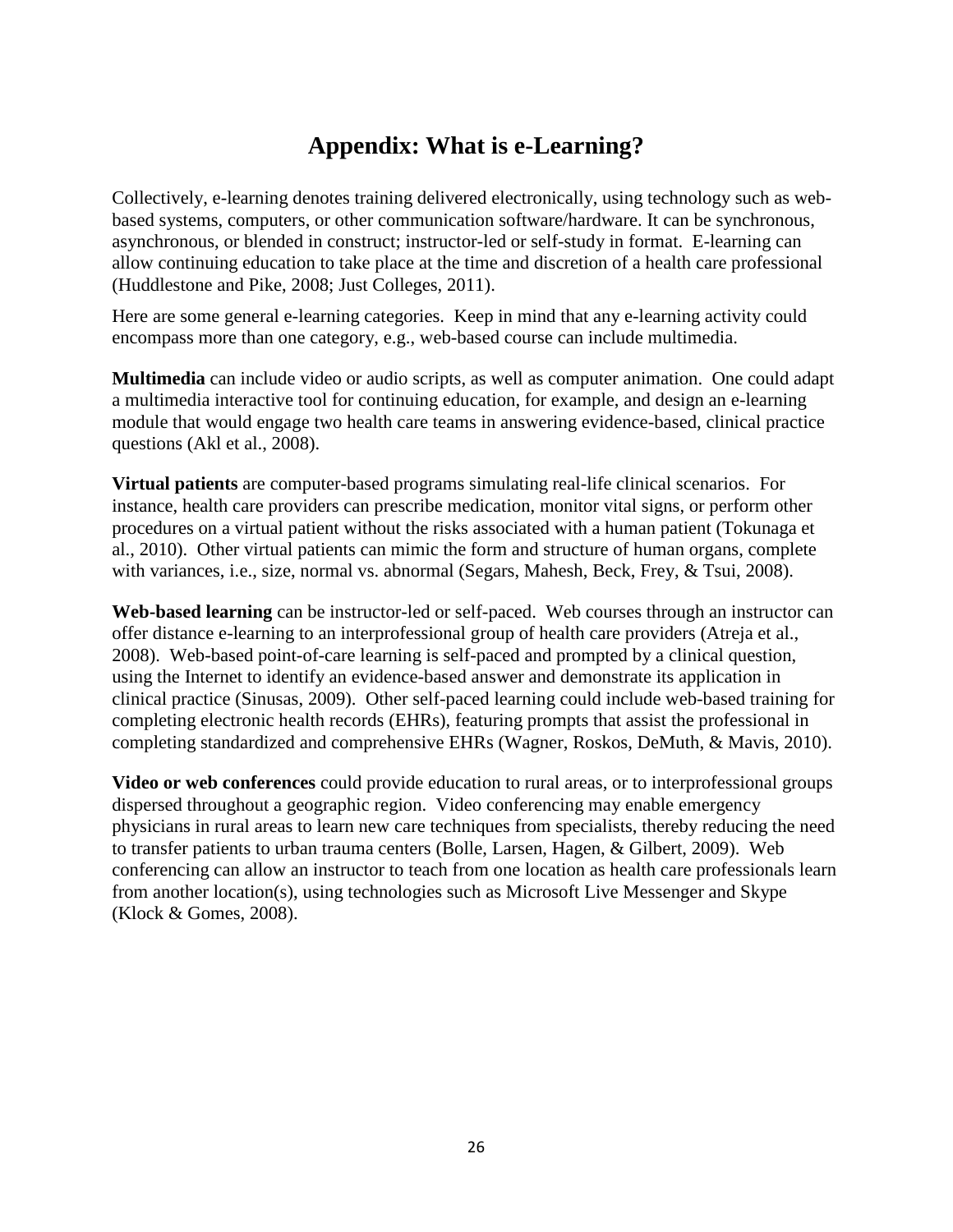# Appendix: What is e-Learning?

Collectively, e-learning denotes training delivered electronically, using technology such as web-based systems, computers, or other communication software/hardware. It can be synchronous, asynchronous, or blended in construct; instructor-led or self-study in format. E-learning can allow continuing education to take place at the time and discretion of a health care professional (Huddlestone and Pike, 2008; Just Colleges, 2011).

Here are some general e-learning categories. Keep in mind that any e-learning activity could encompass more than one category, e.g., web-based course can include multimedia.

**Multimedia** can include video or audio scripts, as well as computer animation. One could adapt a multimedia interactive tool for continuing education, for example, and design an e-learning module that would engage two health care teams in answering evidence-based, clinical practice questions (Akl et al., 2008).

**Virtual patients** are computer-based programs simulating real-life clinical scenarios. For instance, health care providers can prescribe medication, monitor vital signs, or perform other procedures on a virtual patient without the risks associated with a human patient (Tokunaga et al., 2010). Other virtual patients can mimic the form and structure of human organs, complete with variances, i.e., size, normal vs. abnormal (Segars, Mahesh, Beck, Frey, & Tsui, 2008).

**Web-based learning** can be instructor-led or self-paced. Web courses through an instructor can offer distance e-learning to an interprofessional group of health care providers (Atreja et al., 2008). Web-based point-of-care learning is self-paced and prompted by a clinical question, using the Internet to identify an evidence-based answer and demonstrate its application in clinical practice (Sinusas, 2009). Other self-paced learning could include web-based training for completing electronic health records (EHRs), featuring prompts that assist the professional in completing standardized and comprehensive EHRs (Wagner, Roskos, DeMuth, & Mavis, 2010).

**Video or web conferences** could provide education to rural areas, or to interprofessional groups dispersed throughout a geographic region. Video conferencing may enable emergency physicians in rural areas to learn new care techniques from specialists, thereby reducing the need to transfer patients to urban trauma centers (Bolle, Larsen, Hagen, & Gilbert, 2009). Web conferencing can allow an instructor to teach from one location as health care professionals learn from another location(s), using technologies such as Microsoft Live Messenger and Skype (Klock & Gomes, 2008).